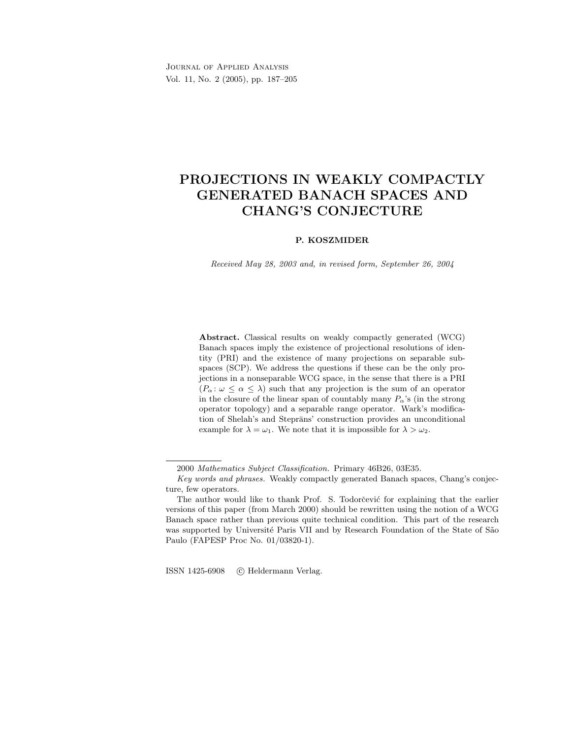# PROJECTIONS IN WEAKLY COMPACTLY GENERATED BANACH SPACES AND CHANG'S CONJECTURE

**P. KOSZMIDER**

*Received May 28, 2003 and, in revised form, September 26, 2004*

**Abstract.** Classical results on weakly compactly generated (WCG) Banach spaces imply the existence of projectional resolutions of identity (PRI) and the existence of many projections on separable subspaces (SCP). We address the questions if these can be the only projections in a nonseparable WCG space, in the sense that there is a PRI $(P_\alpha : \omega \leq \alpha \leq \lambda)$ such that any projection is the sum of an operator in the closure of the linear span of countably many $P_\alpha$'s (in the strong operator topology) and a separable range operator. Wark's modification of Shelah's and Steprāns' construction provides an unconditional example for $\lambda = \omega_1$. We note that it is impossible for $\lambda > \omega_2$.

---

2000 *Mathematics Subject Classification.* Primary 46B26, 03E35.

*Key words and phrases.* Weakly compactly generated Banach spaces, Chang's conjecture, few operators.

The author would like to thank Prof. S. Todorčević for explaining that the earlier versions of this paper (from March 2000) should be rewritten using the notion of a WCG Banach space rather than previous quite technical condition. This part of the research was supported by Université Paris VII and by Research Foundation of the State of São Paulo (FAPESP Proc No. 01/03820-1).

ISSN 1425-6908 © Heldermann Verlag.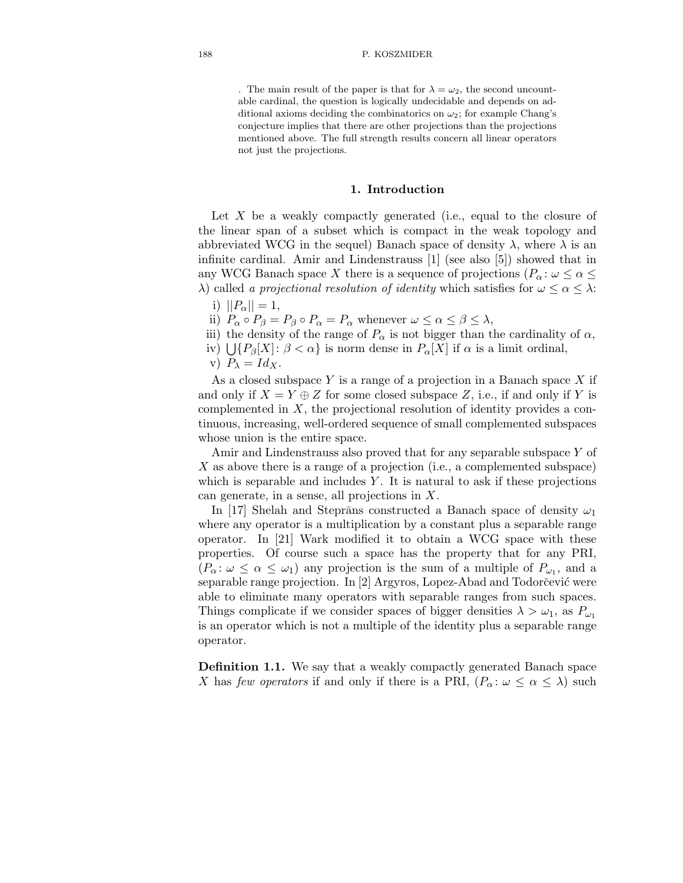. The main result of the paper is that for $\lambda = \omega_2$, the second uncountable cardinal, the question is logically undecidable and depends on additional axioms deciding the combinatorics on $\omega_2$; for example Chang's conjecture implies that there are other projections than the projections mentioned above. The full strength results concern all linear operators not just the projections.

## 1. Introduction

Let $X$ be a weakly compactly generated (i.e., equal to the closure of the linear span of a subset which is compact in the weak topology and abbreviated WCG in the sequel) Banach space of density $\lambda$, where $\lambda$ is an infinite cardinal. Amir and Lindenstrauss [1] (see also [5]) showed that in any WCG Banach space $X$ there is a sequence of projections $(P_\alpha\colon \omega \leq \alpha \leq \lambda)$ called *a projectional resolution of identity* which satisfies for $\omega \leq \alpha \leq \lambda$:

i) $||P_\alpha|| = 1$,
ii) $P_\alpha \circ P_\beta = P_\beta \circ P_\alpha = P_\alpha$ whenever $\omega \leq \alpha \leq \beta \leq \lambda$,
iii) the density of the range of $P_\alpha$ is not bigger than the cardinality of $\alpha$,
iv) $\bigcup\{P_\beta[X]\colon \beta < \alpha\}$ is norm dense in $P_\alpha[X]$ if $\alpha$ is a limit ordinal,
v) $P_\lambda = Id_X$.

As a closed subspace $Y$ is a range of a projection in a Banach space $X$ if and only if $X = Y \oplus Z$ for some closed subspace $Z$, i.e., if and only if $Y$ is complemented in $X$, the projectional resolution of identity provides a continuous, increasing, well-ordered sequence of small complemented subspaces whose union is the entire space.

Amir and Lindenstrauss also proved that for any separable subspace $Y$ of $X$ as above there is a range of a projection (i.e., a complemented subspace) which is separable and includes $Y$. It is natural to ask if these projections can generate, in a sense, all projections in $X$.

In [17] Shelah and Steprāns constructed a Banach space of density $\omega_1$ where any operator is a multiplication by a constant plus a separable range operator. In [21] Wark modified it to obtain a WCG space with these properties. Of course such a space has the property that for any PRI, $(P_\alpha\colon \omega \leq \alpha \leq \omega_1)$ any projection is the sum of a multiple of $P_{\omega_1}$, and a separable range projection. In [2] Argyros, Lopez-Abad and Todorčević were able to eliminate many operators with separable ranges from such spaces. Things complicate if we consider spaces of bigger densities $\lambda > \omega_1$, as $P_{\omega_1}$ is an operator which is not a multiple of the identity plus a separable range operator.

**Definition 1.1.** We say that a weakly compactly generated Banach space $X$ has *few operators* if and only if there is a PRI, $(P_\alpha\colon \omega \leq \alpha \leq \lambda)$ such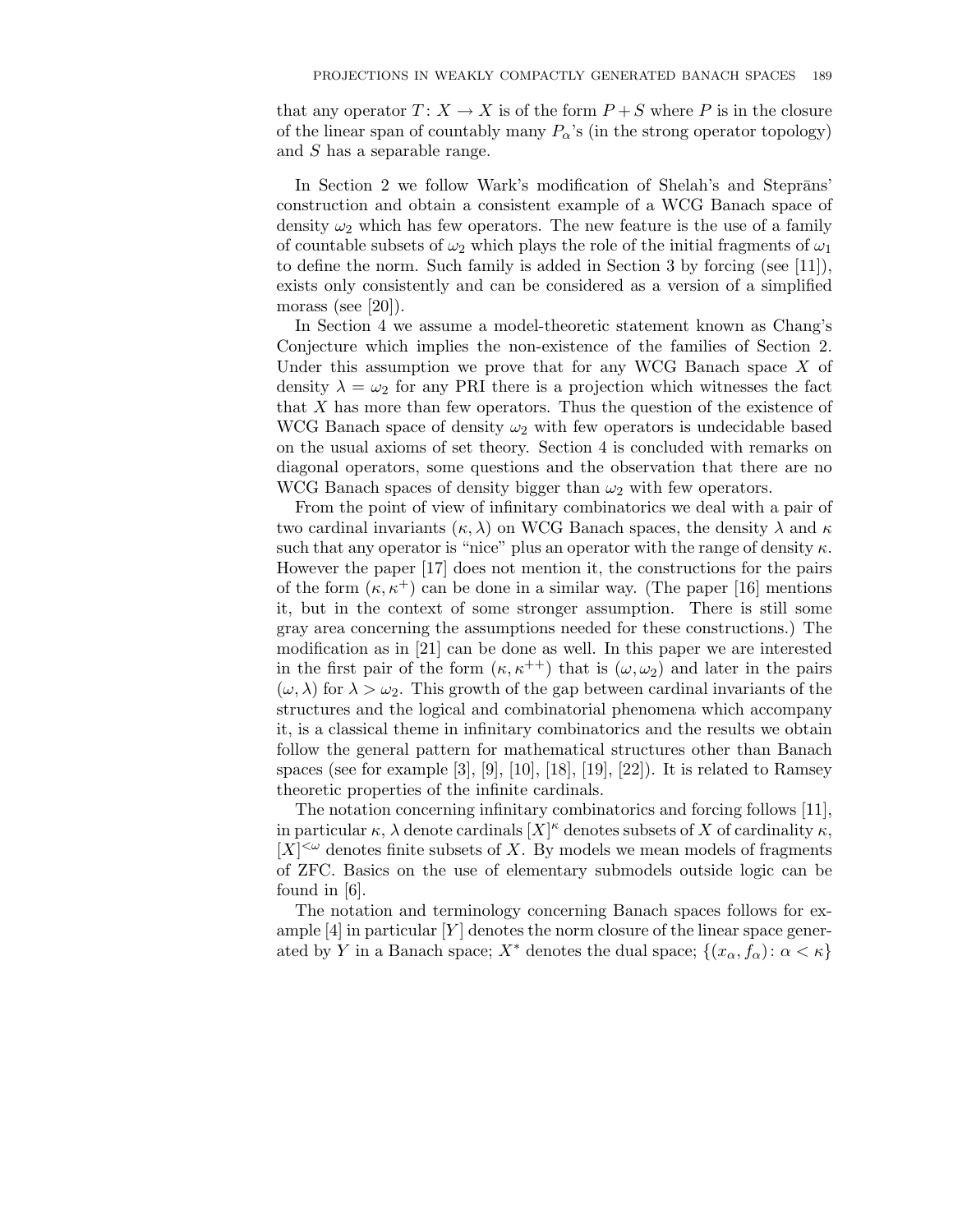that any operator $T\colon X \to X$ is of the form $P + S$ where $P$ is in the closure of the linear span of countably many $P_\alpha$'s (in the strong operator topology) and $S$ has a separable range.

In Section 2 we follow Wark's modification of Shelah's and Steprāns' construction and obtain a consistent example of a WCG Banach space of density $\omega_2$ which has few operators. The new feature is the use of a family of countable subsets of $\omega_2$ which plays the role of the initial fragments of $\omega_1$ to define the norm. Such family is added in Section 3 by forcing (see [11]), exists only consistently and can be considered as a version of a simplified morass (see [20]).

In Section 4 we assume a model-theoretic statement known as Chang's Conjecture which implies the non-existence of the families of Section 2. Under this assumption we prove that for any WCG Banach space $X$ of density $\lambda = \omega_2$ for any PRI there is a projection which witnesses the fact that $X$ has more than few operators. Thus the question of the existence of WCG Banach space of density $\omega_2$ with few operators is undecidable based on the usual axioms of set theory. Section 4 is concluded with remarks on diagonal operators, some questions and the observation that there are no WCG Banach spaces of density bigger than $\omega_2$ with few operators.

From the point of view of infinitary combinatorics we deal with a pair of two cardinal invariants $(\kappa, \lambda)$ on WCG Banach spaces, the density $\lambda$ and $\kappa$ such that any operator is "nice" plus an operator with the range of density $\kappa$. However the paper [17] does not mention it, the constructions for the pairs of the form $(\kappa, \kappa^+)$ can be done in a similar way. (The paper [16] mentions it, but in the context of some stronger assumption. There is still some gray area concerning the assumptions needed for these constructions.) The modification as in [21] can be done as well. In this paper we are interested in the first pair of the form $(\kappa, \kappa^{++})$ that is $(\omega, \omega_2)$ and later in the pairs $(\omega, \lambda)$ for $\lambda > \omega_2$. This growth of the gap between cardinal invariants of the structures and the logical and combinatorial phenomena which accompany it, is a classical theme in infinitary combinatorics and the results we obtain follow the general pattern for mathematical structures other than Banach spaces (see for example [3], [9], [10], [18], [19], [22]). It is related to Ramsey theoretic properties of the infinite cardinals.

The notation concerning infinitary combinatorics and forcing follows [11], in particular $\kappa$, $\lambda$ denote cardinals $[X]^\kappa$ denotes subsets of $X$ of cardinality $\kappa$, $[X]^{<\omega}$ denotes finite subsets of $X$. By models we mean models of fragments of ZFC. Basics on the use of elementary submodels outside logic can be found in [6].

The notation and terminology concerning Banach spaces follows for example [4] in particular $[Y]$ denotes the norm closure of the linear space generated by $Y$ in a Banach space; $X^*$ denotes the dual space; $\{(x_\alpha, f_\alpha)\colon \alpha < \kappa\}$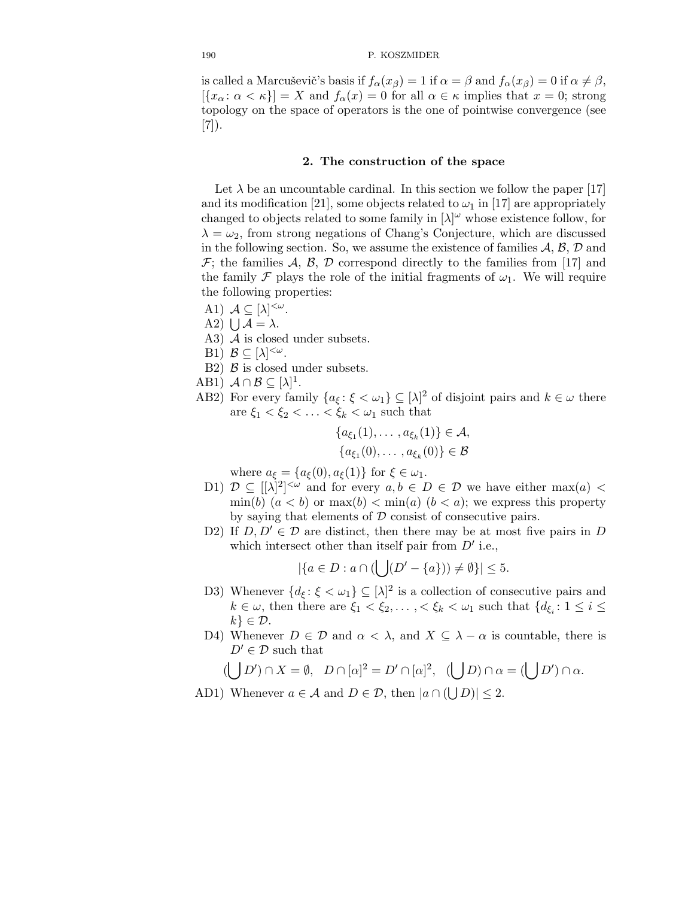is called a Marcuševič's basis if $f_\alpha(x_\beta) = 1$ if $\alpha = \beta$ and $f_\alpha(x_\beta) = 0$ if $\alpha \neq \beta$, $[\{x_\alpha : \alpha < \kappa\}] = X$ and $f_\alpha(x) = 0$ for all $\alpha \in \kappa$ implies that $x = 0$; strong topology on the space of operators is the one of pointwise convergence (see [7]).

## 2. The construction of the space

Let $\lambda$ be an uncountable cardinal. In this section we follow the paper [17] and its modification [21], some objects related to $\omega_1$ in [17] are appropriately changed to objects related to some family in $[\lambda]^\omega$ whose existence follow, for $\lambda = \omega_2$, from strong negations of Chang's Conjecture, which are discussed in the following section. So, we assume the existence of families $\mathcal{A}$, $\mathcal{B}$, $\mathcal{D}$ and $\mathcal{F}$; the families $\mathcal{A}$, $\mathcal{B}$, $\mathcal{D}$ correspond directly to the families from [17] and the family $\mathcal{F}$ plays the role of the initial fragments of $\omega_1$. We will require the following properties:

- A1) $\mathcal{A} \subseteq [\lambda]^{<\omega}$.
- A2) $\bigcup \mathcal{A} = \lambda$.
- A3) $\mathcal{A}$ is closed under subsets.
- B1) $\mathcal{B} \subseteq [\lambda]^{<\omega}$.
- B2) $\mathcal{B}$ is closed under subsets.
- AB1) $\mathcal{A} \cap \mathcal{B} \subseteq [\lambda]^1$.
- AB2) For every family $\{a_\xi : \xi < \omega_1\} \subseteq [\lambda]^2$ of disjoint pairs and $k \in \omega$ there are $\xi_1 < \xi_2 < \ldots < \xi_k < \omega_1$ such that
$$\{a_{\xi_1}(1), \ldots, a_{\xi_k}(1)\} \in \mathcal{A},$$
$$\{a_{\xi_1}(0), \ldots, a_{\xi_k}(0)\} \in \mathcal{B}$$
where $a_\xi = \{a_\xi(0), a_\xi(1)\}$ for $\xi \in \omega_1$.
- D1) $\mathcal{D} \subseteq [[\lambda]^2]^{<\omega}$ and for every $a, b \in D \in \mathcal{D}$ we have either $\max(a) < \min(b)$ $(a < b)$ or $\max(b) < \min(a)$ $(b < a)$; we express this property by saying that elements of $\mathcal{D}$ consist of consecutive pairs.
- D2) If $D, D' \in \mathcal{D}$ are distinct, then there may be at most five pairs in $D$ which intersect other than itself pair from $D'$ i.e.,
$$|\{a \in D : a \cap (\bigcup (D' - \{a\})) \neq \emptyset\}| \leq 5.$$
- D3) Whenever $\{d_\xi : \xi < \omega_1\} \subseteq [\lambda]^2$ is a collection of consecutive pairs and $k \in \omega$, then there are $\xi_1 < \xi_2, \ldots, < \xi_k < \omega_1$ such that $\{d_{\xi_i} : 1 \leq i \leq k\} \in \mathcal{D}$.
- D4) Whenever $D \in \mathcal{D}$ and $\alpha < \lambda$, and $X \subseteq \lambda - \alpha$ is countable, there is $D' \in \mathcal{D}$ such that
$$(\bigcup D') \cap X = \emptyset, \quad D \cap [\alpha]^2 = D' \cap [\alpha]^2, \quad (\bigcup D) \cap \alpha = (\bigcup D') \cap \alpha.$$
- AD1) Whenever $a \in \mathcal{A}$ and $D \in \mathcal{D}$, then $|a \cap (\bigcup D)| \leq 2$.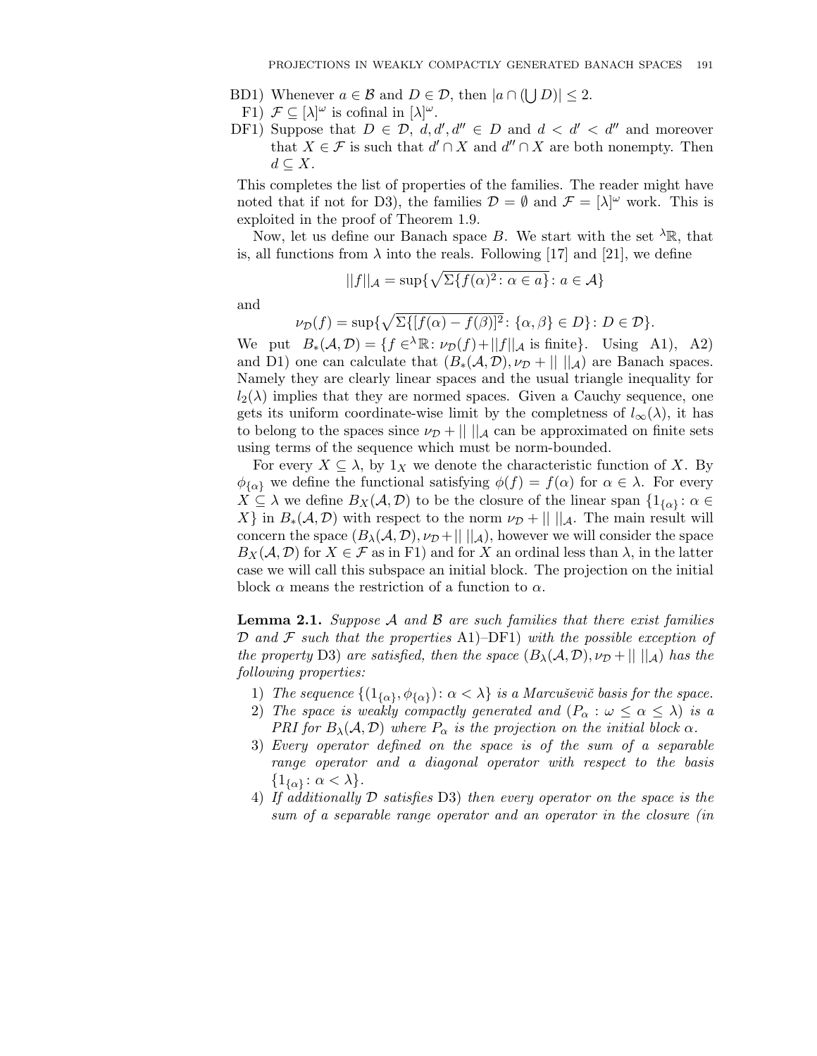- BD1) Whenever $a \in \mathcal{B}$ and $D \in \mathcal{D}$, then $|a \cap (\bigcup D)| \leq 2$.
- F1) $\mathcal{F} \subseteq [\lambda]^\omega$ is cofinal in $[\lambda]^\omega$.
- DF1) Suppose that $D \in \mathcal{D}$, $d, d', d'' \in D$ and $d < d' < d''$ and moreover that $X \in \mathcal{F}$ is such that $d' \cap X$ and $d'' \cap X$ are both nonempty. Then $d \subseteq X$.

This completes the list of properties of the families. The reader might have noted that if not for D3), the families $\mathcal{D} = \emptyset$ and $\mathcal{F} = [\lambda]^\omega$ work. This is exploited in the proof of Theorem 1.9.

Now, let us define our Banach space $B$. We start with the set ${}^\lambda\mathbb{R}$, that is, all functions from $\lambda$ into the reals. Following [17] and [21], we define

$$||f||_\mathcal{A} = \sup\{\sqrt{\Sigma\{f(\alpha)^2 \colon \alpha \in a\}} \colon a \in \mathcal{A}\}$$

and

$$\nu_\mathcal{D}(f) = \sup\{\sqrt{\Sigma\{[f(\alpha) - f(\beta)]^2 \colon \{\alpha, \beta\} \in D\}} \colon D \in \mathcal{D}\}.$$

We put $B_*(\mathcal{A}, \mathcal{D}) = \{f \in {}^\lambda\mathbb{R} \colon \nu_\mathcal{D}(f) + ||f||_\mathcal{A} \text{ is finite}\}$. Using A1), A2) and D1) one can calculate that $(B_*(\mathcal{A}, \mathcal{D}), \nu_\mathcal{D} + || \, ||_\mathcal{A})$ are Banach spaces. Namely they are clearly linear spaces and the usual triangle inequality for $l_2(\lambda)$ implies that they are normed spaces. Given a Cauchy sequence, one gets its uniform coordinate-wise limit by the completness of $l_\infty(\lambda)$, it has to belong to the spaces since $\nu_\mathcal{D} + || \, ||_\mathcal{A}$ can be approximated on finite sets using terms of the sequence which must be norm-bounded.

For every $X \subseteq \lambda$, by $1_X$ we denote the characteristic function of $X$. By $\phi_{\{\alpha\}}$ we define the functional satisfying $\phi(f) = f(\alpha)$ for $\alpha \in \lambda$. For every $X \subseteq \lambda$ we define $B_X(\mathcal{A}, \mathcal{D})$ to be the closure of the linear span $\{1_{\{\alpha\}} \colon \alpha \in X\}$ in $B_*(\mathcal{A}, \mathcal{D})$ with respect to the norm $\nu_\mathcal{D} + || \, ||_\mathcal{A}$. The main result will concern the space $(B_\lambda(\mathcal{A}, \mathcal{D}), \nu_\mathcal{D} + || \, ||_\mathcal{A})$, however we will consider the space $B_X(\mathcal{A}, \mathcal{D})$ for $X \in \mathcal{F}$ as in F1) and for $X$ an ordinal less than $\lambda$, in the latter case we will call this subspace an initial block. The projection on the initial block $\alpha$ means the restriction of a function to $\alpha$.

**Lemma 2.1.** *Suppose $\mathcal{A}$ and $\mathcal{B}$ are such families that there exist families $\mathcal{D}$ and $\mathcal{F}$ such that the properties* A1)–DF1) *with the possible exception of the property* D3) *are satisfied, then the space $(B_\lambda(\mathcal{A}, \mathcal{D}), \nu_\mathcal{D} + || \, ||_\mathcal{A})$ has the following properties:*

1) *The sequence $\{(1_{\{\alpha\}}, \phi_{\{\alpha\}}) \colon \alpha < \lambda\}$ is a Marcuševič basis for the space.*
2) *The space is weakly compactly generated and $(P_\alpha : \omega \leq \alpha \leq \lambda)$ is a PRI for $B_\lambda(\mathcal{A}, \mathcal{D})$ where $P_\alpha$ is the projection on the initial block $\alpha$.*
3) *Every operator defined on the space is of the sum of a separable range operator and a diagonal operator with respect to the basis $\{1_{\{\alpha\}} \colon \alpha < \lambda\}$.*
4) *If additionally $\mathcal{D}$ satisfies* D3) *then every operator on the space is the sum of a separable range operator and an operator in the closure (in*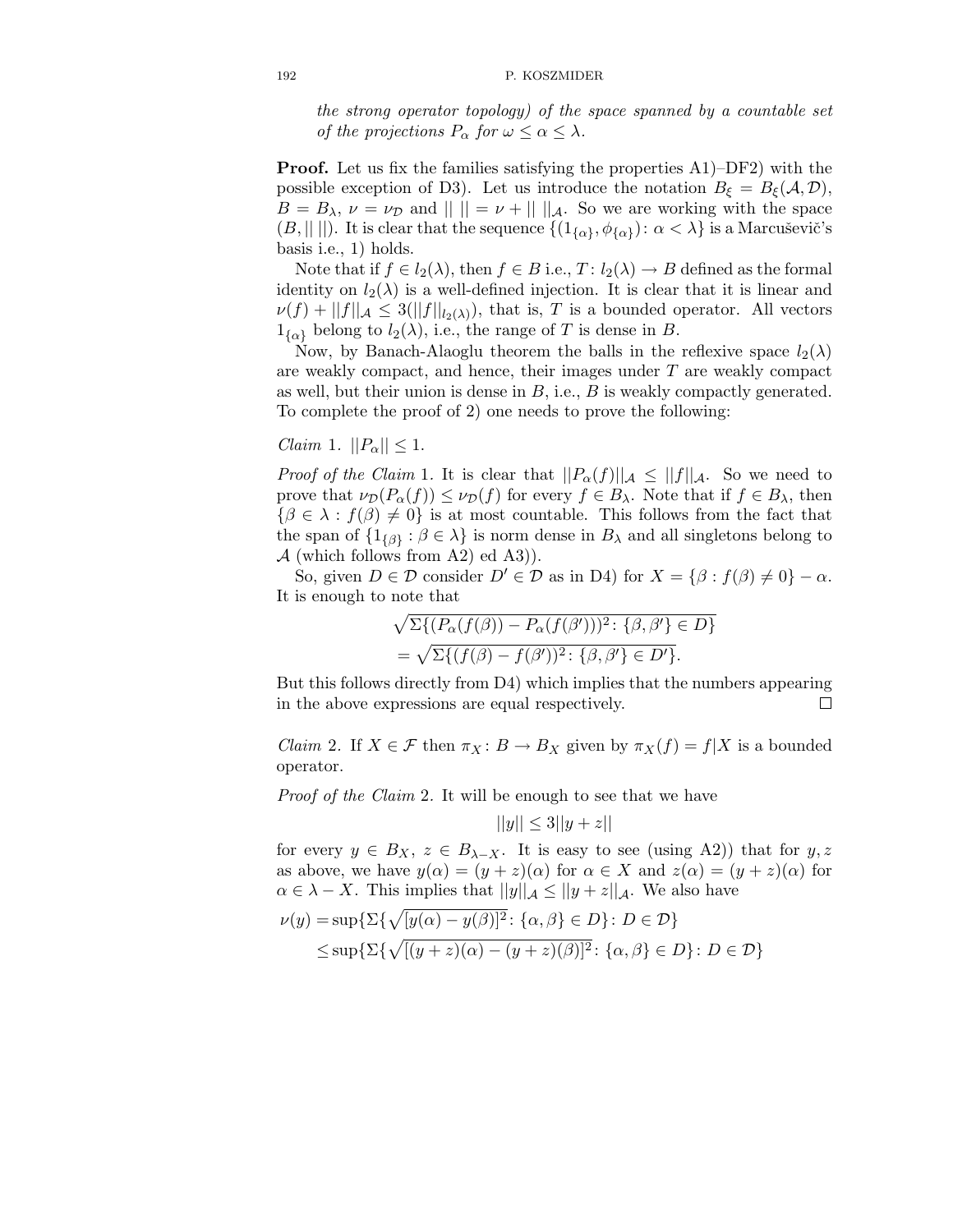*the strong operator topology) of the space spanned by a countable set of the projections $P_\alpha$ for $\omega \leq \alpha \leq \lambda$.*

**Proof.** Let us fix the families satisfying the properties A1)–DF2) with the possible exception of D3). Let us introduce the notation $B_\xi = B_\xi(\mathcal{A}, \mathcal{D})$, $B = B_\lambda$, $\nu = \nu_{\mathcal{D}}$ and $|| \; || = \nu + || \; ||_{\mathcal{A}}$. So we are working with the space $(B, || \; ||)$. It is clear that the sequence $\{(1_{\{\alpha\}}, \phi_{\{\alpha\}}) \colon \alpha < \lambda\}$ is a Marcuševič's basis i.e., 1) holds.

Note that if $f \in l_2(\lambda)$, then $f \in B$ i.e., $T \colon l_2(\lambda) \to B$ defined as the formal identity on $l_2(\lambda)$ is a well-defined injection. It is clear that it is linear and $\nu(f) + ||f||_{\mathcal{A}} \leq 3(||f||_{l_2(\lambda)})$, that is, $T$ is a bounded operator. All vectors $1_{\{\alpha\}}$ belong to $l_2(\lambda)$, i.e., the range of $T$ is dense in $B$.

Now, by Banach-Alaoglu theorem the balls in the reflexive space $l_2(\lambda)$ are weakly compact, and hence, their images under $T$ are weakly compact as well, but their union is dense in $B$, i.e., $B$ is weakly compactly generated. To complete the proof of 2) one needs to prove the following:

*Claim* 1. $||P_\alpha|| \leq 1$.

*Proof of the Claim* 1. It is clear that $||P_\alpha(f)||_{\mathcal{A}} \leq ||f||_{\mathcal{A}}$. So we need to prove that $\nu_{\mathcal{D}}(P_\alpha(f)) \leq \nu_{\mathcal{D}}(f)$ for every $f \in B_\lambda$. Note that if $f \in B_\lambda$, then $\{\beta \in \lambda : f(\beta) \neq 0\}$ is at most countable. This follows from the fact that the span of $\{1_{\{\beta\}} : \beta \in \lambda\}$ is norm dense in $B_\lambda$ and all singletons belong to $\mathcal{A}$ (which follows from A2) ed A3)).

So, given $D \in \mathcal{D}$ consider $D' \in \mathcal{D}$ as in D4) for $X = \{\beta : f(\beta) \neq 0\} - \alpha$. It is enough to note that

$$\begin{aligned}
&\sqrt{\Sigma\{(P_\alpha(f(\beta)) - P_\alpha(f(\beta')))^2 \colon \{\beta, \beta'\} \in D\}} \\
&= \sqrt{\Sigma\{(f(\beta) - f(\beta'))^2 \colon \{\beta, \beta'\} \in D'\}}.
\end{aligned}$$

But this follows directly from D4) which implies that the numbers appearing in the above expressions are equal respectively. $\square$

*Claim* 2. If $X \in \mathcal{F}$ then $\pi_X \colon B \to B_X$ given by $\pi_X(f) = f|X$ is a bounded operator.

*Proof of the Claim* 2. It will be enough to see that we have

$$||y|| \leq 3||y + z||$$

for every $y \in B_X$, $z \in B_{\lambda - X}$. It is easy to see (using A2)) that for $y, z$ as above, we have $y(\alpha) = (y+z)(\alpha)$ for $\alpha \in X$ and $z(\alpha) = (y+z)(\alpha)$ for $\alpha \in \lambda - X$. This implies that $||y||_{\mathcal{A}} \leq ||y + z||_{\mathcal{A}}$. We also have

$$\begin{aligned}
\nu(y) &= \sup\{\Sigma\{\sqrt{[y(\alpha) - y(\beta)]^2} \colon \{\alpha, \beta\} \in D\} \colon D \in \mathcal{D}\} \\
&\leq \sup\{\Sigma\{\sqrt{[(y+z)(\alpha) - (y+z)(\beta)]^2} \colon \{\alpha, \beta\} \in D\} \colon D \in \mathcal{D}\}
\end{aligned}$$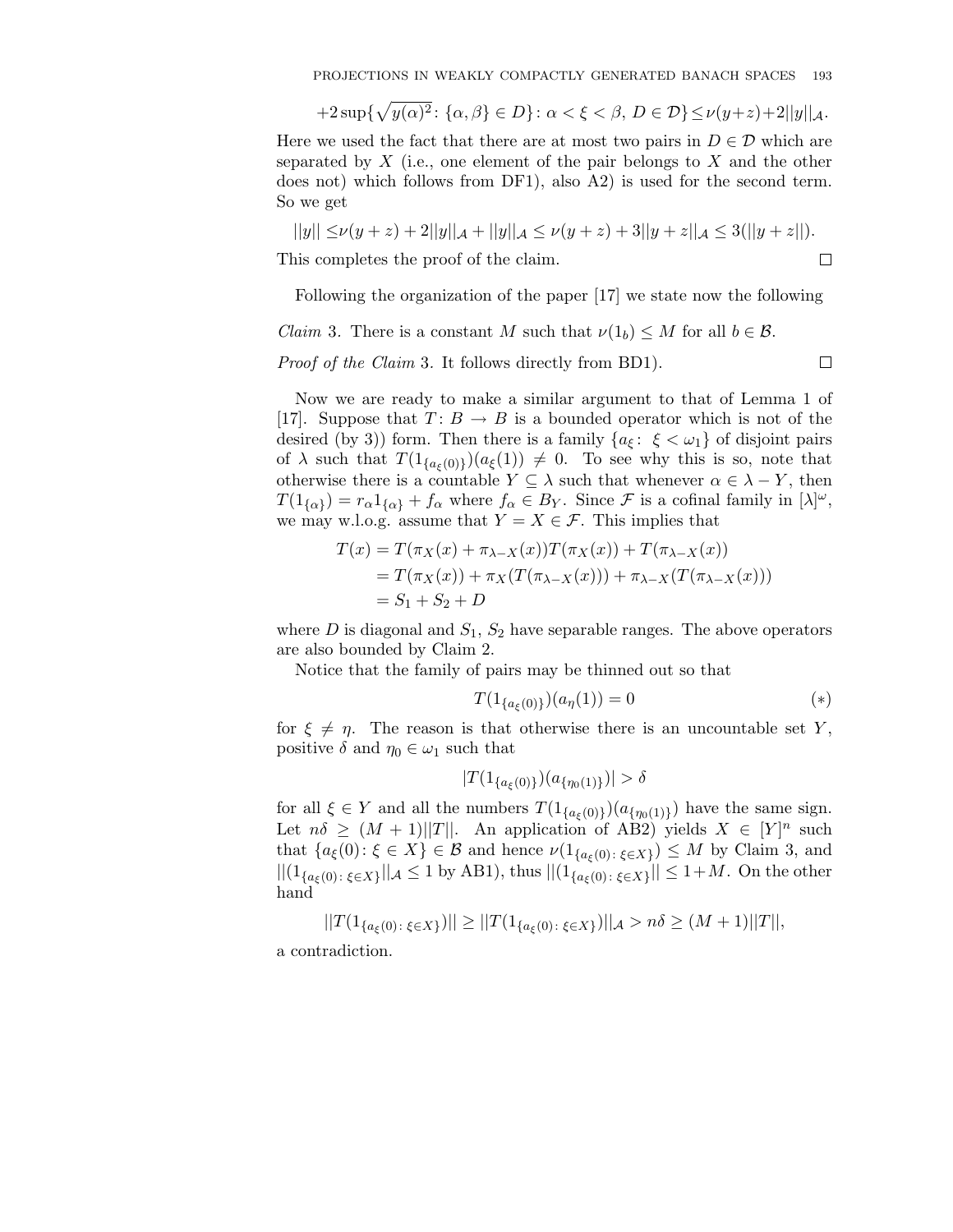$$+2\sup\{\sqrt{y(\alpha)^2}\colon \{\alpha,\beta\}\in D\}\colon \alpha<\xi<\beta,\ D\in\mathcal{D}\}\leq \nu(y+z)+2||y||_{\mathcal{A}}.$$

Here we used the fact that there are at most two pairs in $D \in \mathcal{D}$ which are separated by $X$ (i.e., one element of the pair belongs to $X$ and the other does not) which follows from DF1), also A2) is used for the second term. So we get

$$||y|| \leq \nu(y+z) + 2||y||_{\mathcal{A}} + ||y||_{\mathcal{A}} \leq \nu(y+z) + 3||y+z||_{\mathcal{A}} \leq 3(||y+z||).$$

This completes the proof of the claim. $\square$

Following the organization of the paper [17] we state now the following

*Claim* 3. There is a constant $M$ such that $\nu(1_b) \leq M$ for all $b \in \mathcal{B}$.

*Proof of the Claim* 3. It follows directly from BD1). $\square$

Now we are ready to make a similar argument to that of Lemma 1 of [17]. Suppose that $T\colon B \to B$ is a bounded operator which is not of the desired (by 3)) form. Then there is a family $\{a_\xi\colon \xi < \omega_1\}$ of disjoint pairs of $\lambda$ such that $T(1_{\{a_\xi(0)\}})(a_\xi(1)) \neq 0$. To see why this is so, note that otherwise there is a countable $Y \subseteq \lambda$ such that whenever $\alpha \in \lambda - Y$, then $T(1_{\{\alpha\}}) = r_\alpha 1_{\{\alpha\}} + f_\alpha$ where $f_\alpha \in B_Y$. Since $\mathcal{F}$ is a cofinal family in $[\lambda]^\omega$, we may w.l.o.g. assume that $Y = X \in \mathcal{F}$. This implies that

$$\begin{aligned}
T(x) &= T(\pi_X(x) + \pi_{\lambda-X}(x))T(\pi_X(x)) + T(\pi_{\lambda-X}(x)) \\
&= T(\pi_X(x)) + \pi_X(T(\pi_{\lambda-X}(x))) + \pi_{\lambda-X}(T(\pi_{\lambda-X}(x))) \\
&= S_1 + S_2 + D
\end{aligned}$$

where $D$ is diagonal and $S_1$, $S_2$ have separable ranges. The above operators are also bounded by Claim 2.

Notice that the family of pairs may be thinned out so that

$$T(1_{\{a_\xi(0)\}})(a_\eta(1)) = 0 \tag{$*$}$$

for $\xi \neq \eta$. The reason is that otherwise there is an uncountable set $Y$, positive $\delta$ and $\eta_0 \in \omega_1$ such that

$$|T(1_{\{a_\xi(0)\}})(a_{\{\eta_0(1)\}})| > \delta$$

for all $\xi \in Y$ and all the numbers $T(1_{\{a_\xi(0)\}})(a_{\{\eta_0(1)\}})$ have the same sign. Let $n\delta \geq (M+1)||T||$. An application of AB2) yields $X \in [Y]^n$ such that $\{a_\xi(0)\colon \xi \in X\} \in \mathcal{B}$ and hence $\nu(1_{\{a_\xi(0)\colon \xi\in X\}}) \leq M$ by Claim 3, and $||(1_{\{a_\xi(0)\colon \xi\in X\}}||_{\mathcal{A}} \leq 1$ by AB1), thus $||(1_{\{a_\xi(0)\colon \xi\in X\}}|| \leq 1+M$. On the other hand

$$||T(1_{\{a_\xi(0)\colon \xi\in X\}})|| \geq ||T(1_{\{a_\xi(0)\colon \xi\in X\}})||_{\mathcal{A}} > n\delta \geq (M+1)||T||,$$

a contradiction.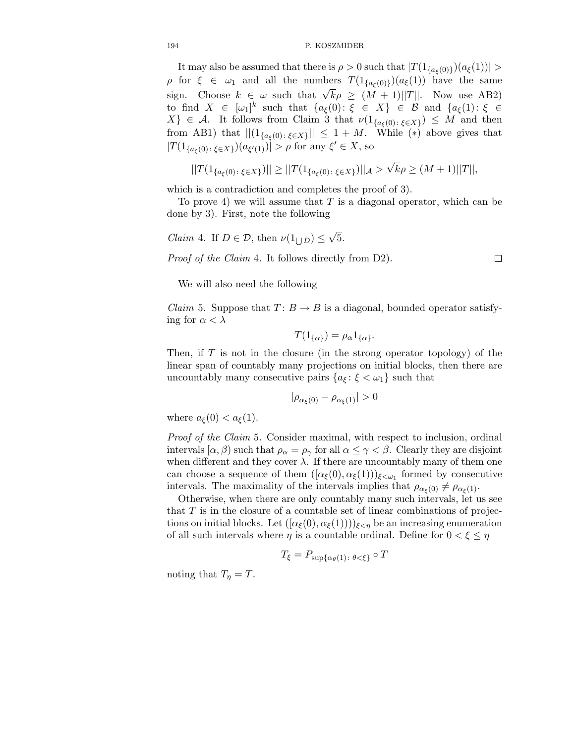It may also be assumed that there is $\rho > 0$ such that $|T(1_{\{a_\xi(0)\}})(a_\xi(1))| > \rho$ for $\xi \in \omega_1$ and all the numbers $T(1_{\{a_\xi(0)\}})(a_\xi(1))$ have the same sign. Choose $k \in \omega$ such that $\sqrt{k}\rho \geq (M+1)||T||$. Now use AB2) to find $X \in [\omega_1]^k$ such that $\{a_\xi(0) : \xi \in X\} \in \mathcal{B}$ and $\{a_\xi(1) : \xi \in X\} \in \mathcal{A}$. It follows from Claim 3 that $\nu(1_{\{a_\xi(0): \xi \in X\}}) \leq M$ and then from AB1) that $||(1_{\{a_\xi(0): \xi \in X\}}|| \leq 1 + M$. While $(*)$ above gives that $|T(1_{\{a_\xi(0): \xi \in X\}})(a_{\xi'(1)})| > \rho$ for any $\xi' \in X$, so

$$||T(1_{\{a_\xi(0): \xi \in X\}})|| \geq ||T(1_{\{a_\xi(0): \xi \in X\}})||_{\mathcal{A}} > \sqrt{k}\rho \geq (M+1)||T||,$$

which is a contradiction and completes the proof of 3).

To prove 4) we will assume that $T$ is a diagonal operator, which can be done by 3). First, note the following

*Claim* 4. If $D \in \mathcal{D}$, then $\nu(1_{\bigcup D}) \leq \sqrt{5}$.

*Proof of the Claim* 4. It follows directly from D2). □

We will also need the following

*Claim* 5. Suppose that $T: B \to B$ is a diagonal, bounded operator satisfying for $\alpha < \lambda$

$$T(1_{\{\alpha\}}) = \rho_\alpha 1_{\{\alpha\}}.$$

Then, if $T$ is not in the closure (in the strong operator topology) of the linear span of countably many projections on initial blocks, then there are uncountably many consecutive pairs $\{a_\xi : \xi < \omega_1\}$ such that

$$|\rho_{\alpha_\xi(0)} - \rho_{\alpha_\xi(1)}| > 0$$

where $a_\xi(0) < a_\xi(1)$.

*Proof of the Claim* 5. Consider maximal, with respect to inclusion, ordinal intervals $[\alpha, \beta)$ such that $\rho_\alpha = \rho_\gamma$ for all $\alpha \leq \gamma < \beta$. Clearly they are disjoint when different and they cover $\lambda$. If there are uncountably many of them one can choose a sequence of them $([\alpha_\xi(0), \alpha_\xi(1)))_{\xi < \omega_1}$ formed by consecutive intervals. The maximality of the intervals implies that $\rho_{\alpha_\xi(0)} \neq \rho_{\alpha_\xi(1)}$.

Otherwise, when there are only countably many such intervals, let us see that $T$ is in the closure of a countable set of linear combinations of projections on initial blocks. Let $([\alpha_\xi(0), \alpha_\xi(1))))_{\xi < \eta}$ be an increasing enumeration of all such intervals where $\eta$ is a countable ordinal. Define for $0 < \xi \leq \eta$

$$T_\xi = P_{\sup\{\alpha_\theta(1):\, \theta < \xi\}} \circ T$$

noting that $T_\eta = T$.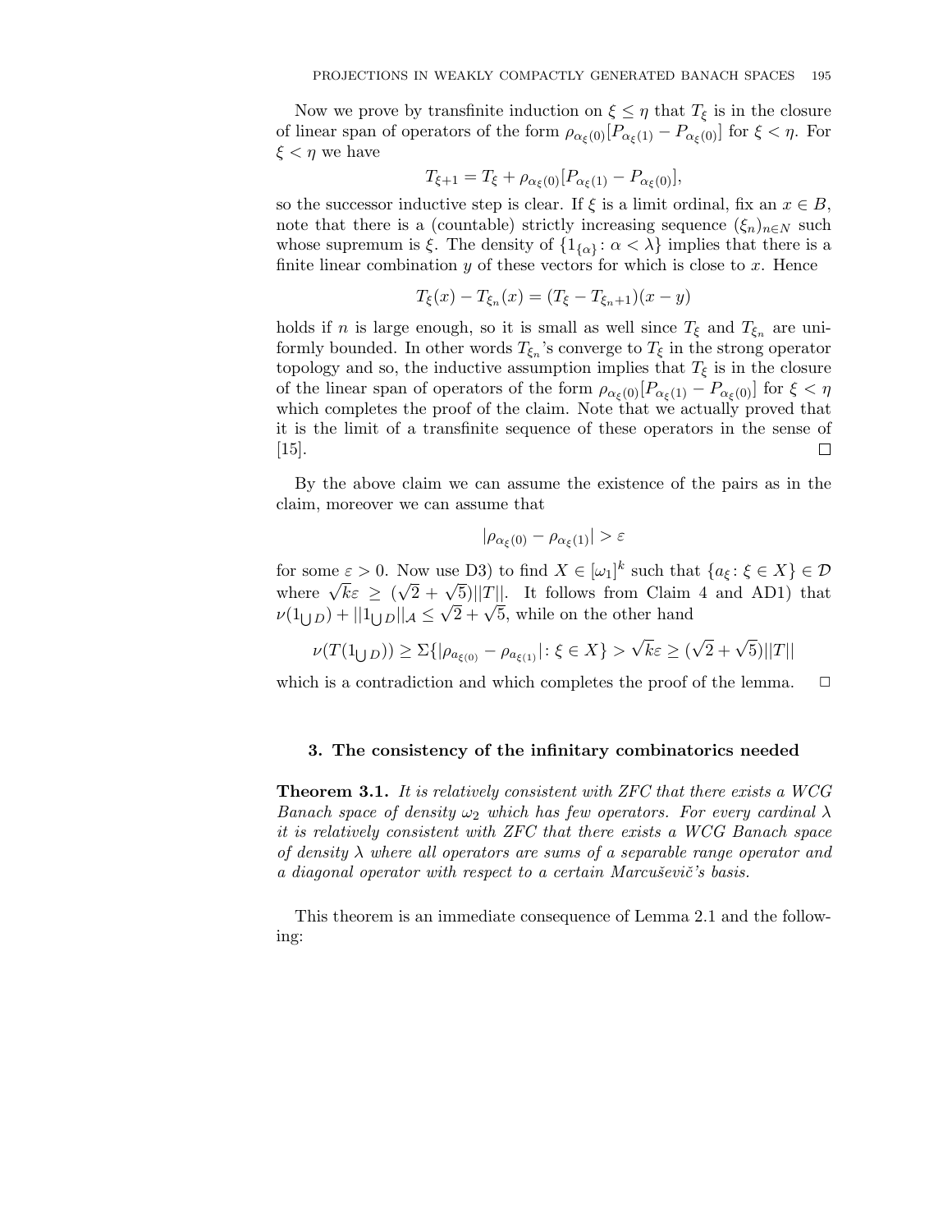Now we prove by transfinite induction on $\xi \leq \eta$ that $T_\xi$ is in the closure of linear span of operators of the form $\rho_{\alpha_\xi(0)}[P_{\alpha_\xi(1)} - P_{\alpha_\xi(0)}]$ for $\xi < \eta$. For $\xi < \eta$ we have

$$T_{\xi+1} = T_\xi + \rho_{\alpha_\xi(0)}[P_{\alpha_\xi(1)} - P_{\alpha_\xi(0)}],$$

so the successor inductive step is clear. If $\xi$ is a limit ordinal, fix an $x \in B$, note that there is a (countable) strictly increasing sequence $(\xi_n)_{n \in N}$ such whose supremum is $\xi$. The density of $\{1_{\{\alpha\}} \colon \alpha < \lambda\}$ implies that there is a finite linear combination $y$ of these vectors for which is close to $x$. Hence

$$T_\xi(x) - T_{\xi_n}(x) = (T_\xi - T_{\xi_n+1})(x - y)$$

holds if $n$ is large enough, so it is small as well since $T_\xi$ and $T_{\xi_n}$ are uniformly bounded. In other words $T_{\xi_n}$'s converge to $T_\xi$ in the strong operator topology and so, the inductive assumption implies that $T_\xi$ is in the closure of the linear span of operators of the form $\rho_{\alpha_\xi(0)}[P_{\alpha_\xi(1)} - P_{\alpha_\xi(0)}]$ for $\xi < \eta$ which completes the proof of the claim. Note that we actually proved that it is the limit of a transfinite sequence of these operators in the sense of [15]. $\square$

By the above claim we can assume the existence of the pairs as in the claim, moreover we can assume that

$$|\rho_{\alpha_\xi(0)} - \rho_{\alpha_\xi(1)}| > \varepsilon$$

for some $\varepsilon > 0$. Now use D3) to find $X \in [\omega_1]^k$ such that $\{a_\xi \colon \xi \in X\} \in \mathcal{D}$ where $\sqrt{k}\varepsilon \geq (\sqrt{2} + \sqrt{5})||T||$. It follows from Claim 4 and AD1) that $\nu(1_{\bigcup D}) + ||1_{\bigcup D}||_{\mathcal{A}} \leq \sqrt{2} + \sqrt{5}$, while on the other hand

$$\nu(T(1_{\bigcup D})) \geq \Sigma\{|\rho_{a_{\xi(0)}} - \rho_{a_{\xi(1)}}| \colon \xi \in X\} > \sqrt{k}\varepsilon \geq (\sqrt{2} + \sqrt{5})||T||$$

which is a contradiction and which completes the proof of the lemma. $\square$

## 3. The consistency of the infinitary combinatorics needed

**Theorem 3.1.** *It is relatively consistent with ZFC that there exists a WCG Banach space of density $\omega_2$ which has few operators. For every cardinal $\lambda$ it is relatively consistent with ZFC that there exists a WCG Banach space of density $\lambda$ where all operators are sums of a separable range operator and a diagonal operator with respect to a certain Marcuševič's basis.*

This theorem is an immediate consequence of Lemma 2.1 and the following: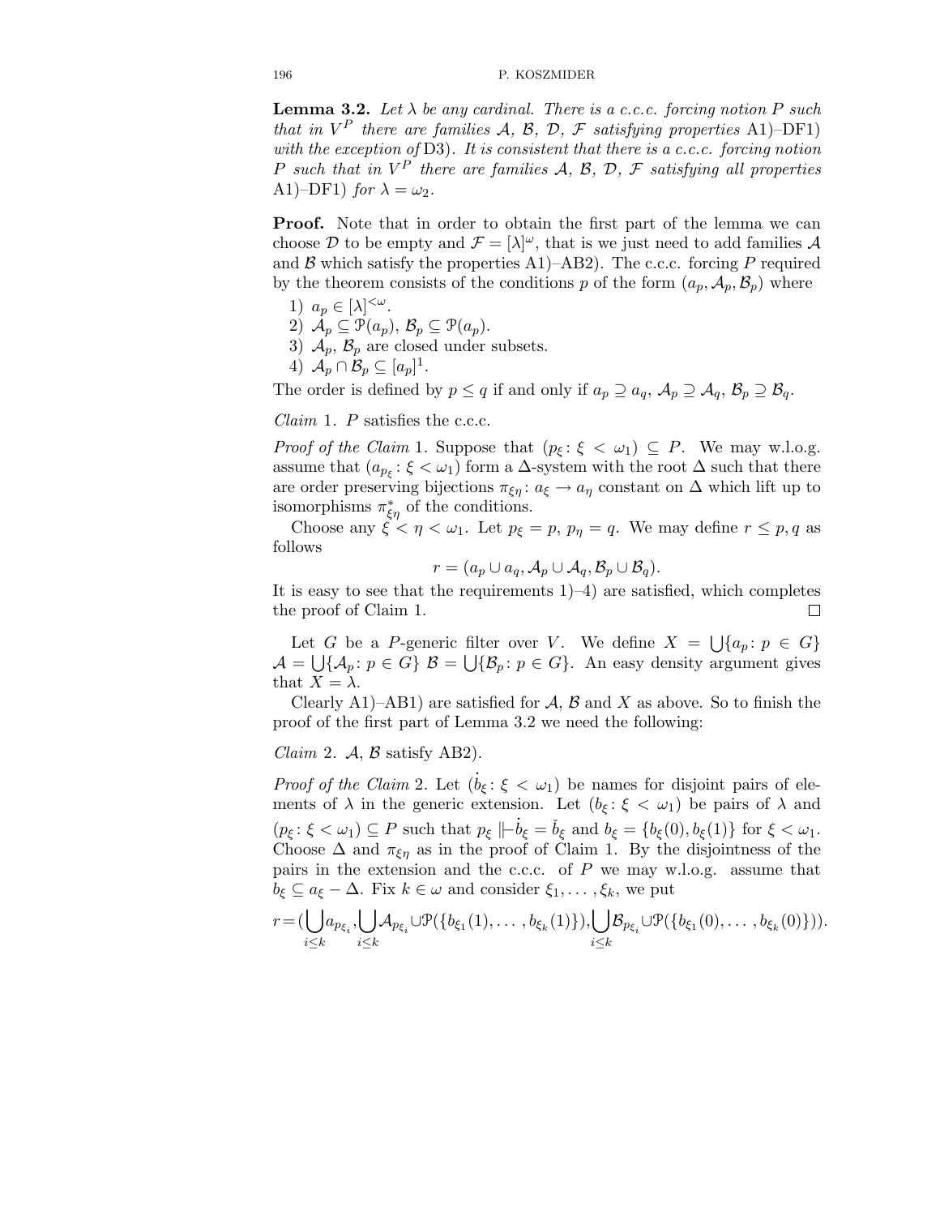**Lemma 3.2.** *Let $\lambda$ be any cardinal. There is a c.c.c. forcing notion $P$ such that in $V^P$ there are families $\mathcal{A}$, $\mathcal{B}$, $\mathcal{D}$, $\mathcal{F}$ satisfying properties* A1)–DF1) *with the exception of* D3). *It is consistent that there is a c.c.c. forcing notion $P$ such that in $V^P$ there are families $\mathcal{A}$, $\mathcal{B}$, $\mathcal{D}$, $\mathcal{F}$ satisfying all properties* A1)–DF1) *for $\lambda = \omega_2$.*

**Proof.** Note that in order to obtain the first part of the lemma we can choose $\mathcal{D}$ to be empty and $\mathcal{F} = [\lambda]^\omega$, that is we just need to add families $\mathcal{A}$ and $\mathcal{B}$ which satisfy the properties A1)–AB2). The c.c.c. forcing $P$ required by the theorem consists of the conditions $p$ of the form $(a_p, \mathcal{A}_p, \mathcal{B}_p)$ where

1) $a_p \in [\lambda]^{<\omega}$.
2) $\mathcal{A}_p \subseteq \mathcal{P}(a_p)$, $\mathcal{B}_p \subseteq \mathcal{P}(a_p)$.
3) $\mathcal{A}_p$, $\mathcal{B}_p$ are closed under subsets.
4) $\mathcal{A}_p \cap \mathcal{B}_p \subseteq [a_p]^1$.

The order is defined by $p \leq q$ if and only if $a_p \supseteq a_q$, $\mathcal{A}_p \supseteq \mathcal{A}_q$, $\mathcal{B}_p \supseteq \mathcal{B}_q$.

*Claim* 1. $P$ satisfies the c.c.c.

*Proof of the Claim* 1. Suppose that $(p_\xi \colon \xi < \omega_1) \subseteq P$. We may w.l.o.g. assume that $(a_{p_\xi} \colon \xi < \omega_1)$ form a $\Delta$-system with the root $\Delta$ such that there are order preserving bijections $\pi_{\xi\eta} \colon a_\xi \to a_\eta$ constant on $\Delta$ which lift up to isomorphisms $\pi^*_{\xi\eta}$ of the conditions.

Choose any $\xi < \eta < \omega_1$. Let $p_\xi = p$, $p_\eta = q$. We may define $r \leq p, q$ as follows

$$r = (a_p \cup a_q, \mathcal{A}_p \cup \mathcal{A}_q, \mathcal{B}_p \cup \mathcal{B}_q).$$

It is easy to see that the requirements 1)–4) are satisfied, which completes the proof of Claim 1. $\square$

Let $G$ be a $P$-generic filter over $V$. We define $X = \bigcup\{a_p \colon p \in G\}$ $\mathcal{A} = \bigcup\{\mathcal{A}_p \colon p \in G\}$ $\mathcal{B} = \bigcup\{\mathcal{B}_p \colon p \in G\}$. An easy density argument gives that $X = \lambda$.

Clearly A1)–AB1) are satisfied for $\mathcal{A}$, $\mathcal{B}$ and $X$ as above. So to finish the proof of the first part of Lemma 3.2 we need the following:

*Claim* 2. $\mathcal{A}$, $\mathcal{B}$ satisfy AB2).

*Proof of the Claim* 2. Let $(\dot{b}_\xi \colon \xi < \omega_1)$ be names for disjoint pairs of elements of $\lambda$ in the generic extension. Let $(b_\xi \colon \xi < \omega_1)$ be pairs of $\lambda$ and $(p_\xi \colon \xi < \omega_1) \subseteq P$ such that $p_\xi \Vdash \dot{b}_\xi = \check{b}_\xi$ and $b_\xi = \{b_\xi(0), b_\xi(1)\}$ for $\xi < \omega_1$. Choose $\Delta$ and $\pi_{\xi\eta}$ as in the proof of Claim 1. By the disjointness of the pairs in the extension and the c.c.c. of $P$ we may w.l.o.g. assume that $b_\xi \subseteq a_\xi - \Delta$. Fix $k \in \omega$ and consider $\xi_1, \ldots, \xi_k$, we put

$$r = \Big(\bigcup_{i \leq k} a_{p_{\xi_i}}, \bigcup_{i \leq k} \mathcal{A}_{p_{\xi_i}} \cup \mathcal{P}(\{b_{\xi_1}(1), \ldots, b_{\xi_k}(1)\}), \bigcup_{i \leq k} \mathcal{B}_{p_{\xi_i}} \cup \mathcal{P}(\{b_{\xi_1}(0), \ldots, b_{\xi_k}(0)\})\Big).$$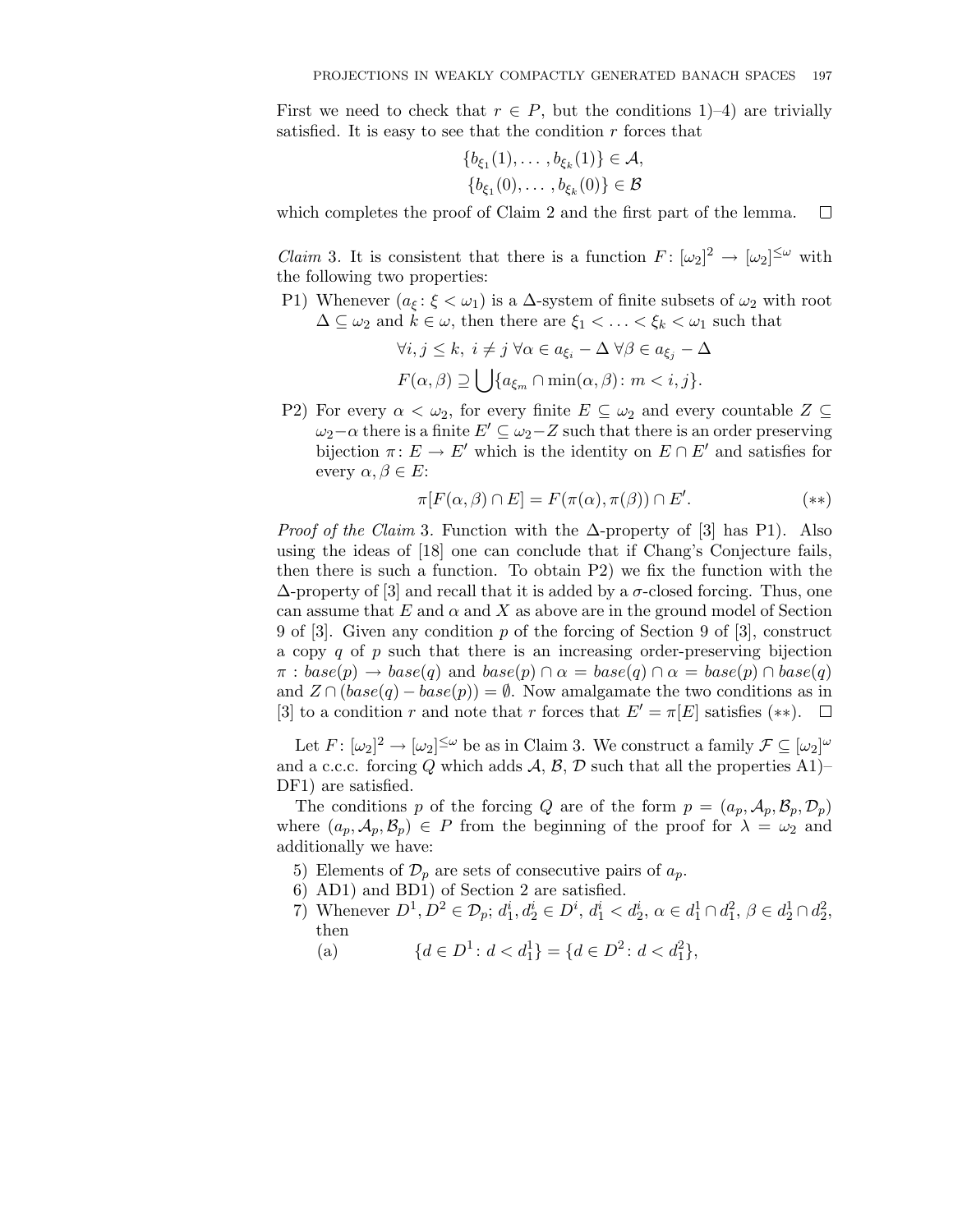First we need to check that $r \in P$, but the conditions 1)–4) are trivially satisfied. It is easy to see that the condition $r$ forces that

$$\{b_{\xi_1}(1), \ldots, b_{\xi_k}(1)\} \in \mathcal{A},$$
$$\{b_{\xi_1}(0), \ldots, b_{\xi_k}(0)\} \in \mathcal{B}$$

which completes the proof of Claim 2 and the first part of the lemma. $\square$

*Claim* 3. It is consistent that there is a function $F\colon [\omega_2]^2 \to [\omega_2]^{\leq\omega}$ with the following two properties:

P1) Whenever $(a_\xi\colon \xi < \omega_1)$ is a $\Delta$-system of finite subsets of $\omega_2$ with root $\Delta \subseteq \omega_2$ and $k \in \omega$, then there are $\xi_1 < \ldots < \xi_k < \omega_1$ such that

$$\forall i, j \leq k,\ i \neq j\ \forall \alpha \in a_{\xi_i} - \Delta\ \forall \beta \in a_{\xi_j} - \Delta$$
$$F(\alpha, \beta) \supseteq \bigcup \{a_{\xi_m} \cap \min(\alpha, \beta)\colon m < i, j\}.$$

P2) For every $\alpha < \omega_2$, for every finite $E \subseteq \omega_2$ and every countable $Z \subseteq \omega_2 - \alpha$ there is a finite $E' \subseteq \omega_2 - Z$ such that there is an order preserving bijection $\pi\colon E \to E'$ which is the identity on $E \cap E'$ and satisfies for every $\alpha, \beta \in E$:

$$\pi[F(\alpha, \beta) \cap E] = F(\pi(\alpha), \pi(\beta)) \cap E'. \qquad (**)$$

*Proof of the Claim* 3. Function with the $\Delta$-property of [3] has P1). Also using the ideas of [18] one can conclude that if Chang's Conjecture fails, then there is such a function. To obtain P2) we fix the function with the $\Delta$-property of [3] and recall that it is added by a $\sigma$-closed forcing. Thus, one can assume that $E$ and $\alpha$ and $X$ as above are in the ground model of Section 9 of [3]. Given any condition $p$ of the forcing of Section 9 of [3], construct a copy $q$ of $p$ such that there is an increasing order-preserving bijection $\pi : base(p) \to base(q)$ and $base(p) \cap \alpha = base(q) \cap \alpha = base(p) \cap base(q)$ and $Z \cap (base(q) - base(p)) = \emptyset$. Now amalgamate the two conditions as in [3] to a condition $r$ and note that $r$ forces that $E' = \pi[E]$ satisfies $(**)$. $\square$

Let $F\colon [\omega_2]^2 \to [\omega_2]^{\leq\omega}$ be as in Claim 3. We construct a family $\mathcal{F} \subseteq [\omega_2]^\omega$ and a c.c.c. forcing $Q$ which adds $\mathcal{A}$, $\mathcal{B}$, $\mathcal{D}$ such that all the properties A1)–DF1) are satisfied.

The conditions $p$ of the forcing $Q$ are of the form $p = (a_p, \mathcal{A}_p, \mathcal{B}_p, \mathcal{D}_p)$ where $(a_p, \mathcal{A}_p, \mathcal{B}_p) \in P$ from the beginning of the proof for $\lambda = \omega_2$ and additionally we have:

5) Elements of $\mathcal{D}_p$ are sets of consecutive pairs of $a_p$.
6) AD1) and BD1) of Section 2 are satisfied.
7) Whenever $D^1, D^2 \in \mathcal{D}_p$; $d_1^i, d_2^i \in D^i$, $d_1^i < d_2^i$, $\alpha \in d_1^1 \cap d_1^2$, $\beta \in d_2^1 \cap d_2^2$, then
   (a) $$\{d \in D^1\colon d < d_1^1\} = \{d \in D^2\colon d < d_1^2\},$$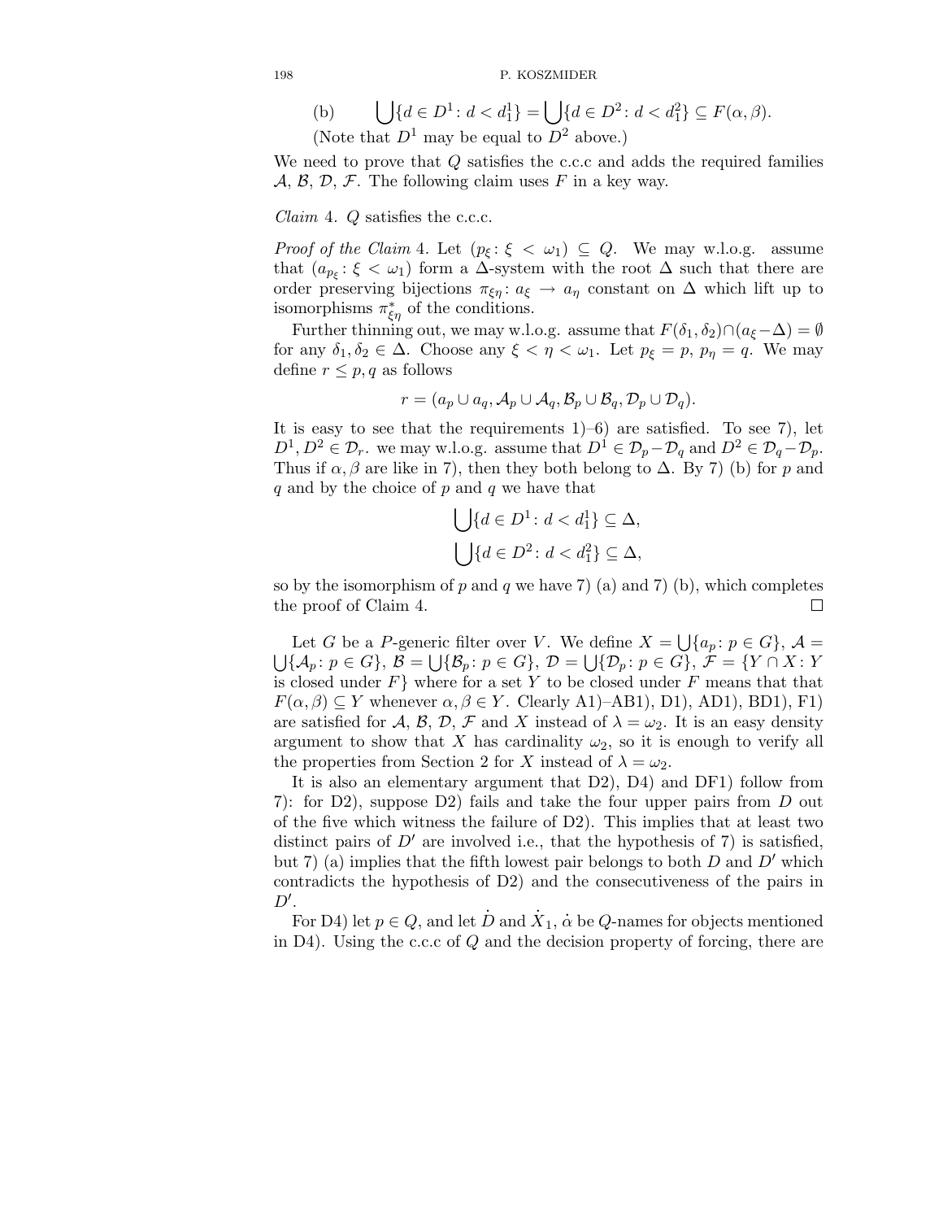(b) $\qquad \bigcup\{d \in D^1 : d < d_1^1\} = \bigcup\{d \in D^2 : d < d_1^2\} \subseteq F(\alpha, \beta).$

(Note that $D^1$ may be equal to $D^2$ above.)

We need to prove that $Q$ satisfies the c.c.c and adds the required families $\mathcal{A}$, $\mathcal{B}$, $\mathcal{D}$, $\mathcal{F}$. The following claim uses $F$ in a key way.

*Claim* 4. $Q$ satisfies the c.c.c.

*Proof of the Claim* 4. Let $(p_\xi : \xi < \omega_1) \subseteq Q$. We may w.l.o.g. assume that $(a_{p_\xi} : \xi < \omega_1)$ form a $\Delta$-system with the root $\Delta$ such that there are order preserving bijections $\pi_{\xi\eta} : a_\xi \to a_\eta$ constant on $\Delta$ which lift up to isomorphisms $\pi^*_{\xi\eta}$ of the conditions.

Further thinning out, we may w.l.o.g. assume that $F(\delta_1, \delta_2) \cap (a_\xi - \Delta) = \emptyset$ for any $\delta_1, \delta_2 \in \Delta$. Choose any $\xi < \eta < \omega_1$. Let $p_\xi = p$, $p_\eta = q$. We may define $r \leq p, q$ as follows

$$r = (a_p \cup a_q, \mathcal{A}_p \cup \mathcal{A}_q, \mathcal{B}_p \cup \mathcal{B}_q, \mathcal{D}_p \cup \mathcal{D}_q).$$

It is easy to see that the requirements 1)–6) are satisfied. To see 7), let $D^1, D^2 \in \mathcal{D}_r$. we may w.l.o.g. assume that $D^1 \in \mathcal{D}_p - \mathcal{D}_q$ and $D^2 \in \mathcal{D}_q - \mathcal{D}_p$. Thus if $\alpha, \beta$ are like in 7), then they both belong to $\Delta$. By 7) (b) for $p$ and $q$ and by the choice of $p$ and $q$ we have that

$$\bigcup\{d \in D^1 : d < d_1^1\} \subseteq \Delta,$$
$$\bigcup\{d \in D^2 : d < d_1^2\} \subseteq \Delta,$$

so by the isomorphism of $p$ and $q$ we have 7) (a) and 7) (b), which completes the proof of Claim 4. $\square$

Let $G$ be a $P$-generic filter over $V$. We define $X = \bigcup\{a_p : p \in G\}$, $\mathcal{A} = \bigcup\{\mathcal{A}_p : p \in G\}$, $\mathcal{B} = \bigcup\{\mathcal{B}_p : p \in G\}$, $\mathcal{D} = \bigcup\{\mathcal{D}_p : p \in G\}$, $\mathcal{F} = \{Y \cap X : Y$ is closed under $F\}$ where for a set $Y$ to be closed under $F$ means that that $F(\alpha, \beta) \subseteq Y$ whenever $\alpha, \beta \in Y$. Clearly A1)–AB1), D1), AD1), BD1), F1) are satisfied for $\mathcal{A}$, $\mathcal{B}$, $\mathcal{D}$, $\mathcal{F}$ and $X$ instead of $\lambda = \omega_2$. It is an easy density argument to show that $X$ has cardinality $\omega_2$, so it is enough to verify all the properties from Section 2 for $X$ instead of $\lambda = \omega_2$.

It is also an elementary argument that D2), D4) and DF1) follow from 7): for D2), suppose D2) fails and take the four upper pairs from $D$ out of the five which witness the failure of D2). This implies that at least two distinct pairs of $D'$ are involved i.e., that the hypothesis of 7) is satisfied, but 7) (a) implies that the fifth lowest pair belongs to both $D$ and $D'$ which contradicts the hypothesis of D2) and the consecutiveness of the pairs in $D'$.

For D4) let $p \in Q$, and let $\dot{D}$ and $\dot{X}_1$, $\dot{\alpha}$ be $Q$-names for objects mentioned in D4). Using the c.c.c of $Q$ and the decision property of forcing, there are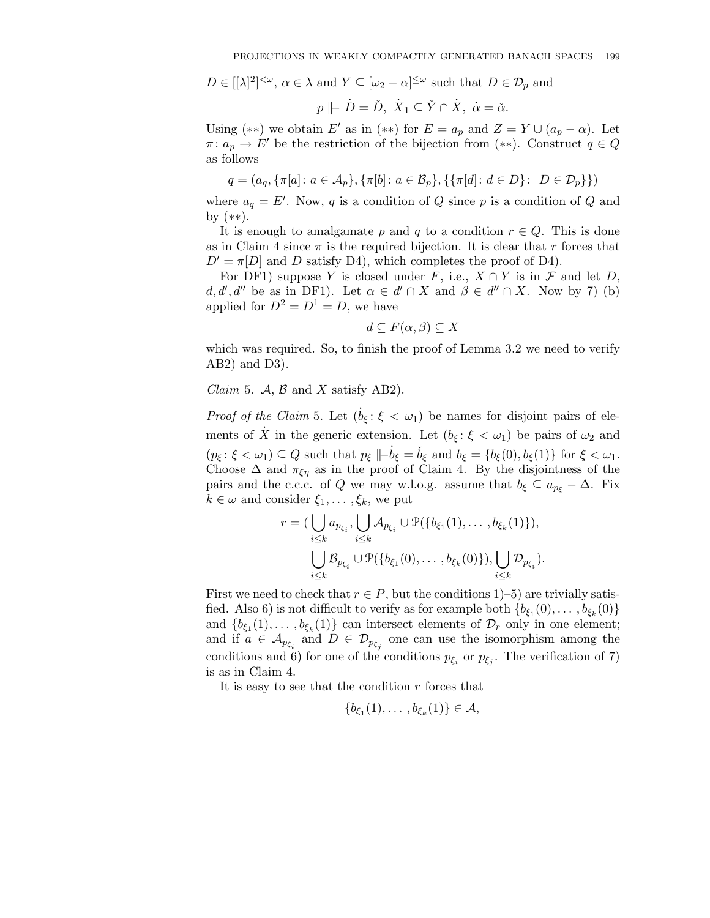$D \in [[\lambda]^2]^{<\omega}$, $\alpha \in \lambda$ and $Y \subseteq [\omega_2 - \alpha]^{\leq\omega}$ such that $D \in \mathcal{D}_p$ and

$$p \Vdash \dot{D} = \check{D},\ \dot{X}_1 \subseteq \check{Y} \cap \dot{X},\ \dot{\alpha} = \check{\alpha}.$$

Using (∗∗) we obtain $E'$ as in (∗∗) for $E = a_p$ and $Z = Y \cup (a_p - \alpha)$. Let $\pi\colon a_p \to E'$ be the restriction of the bijection from (∗∗). Construct $q \in Q$ as follows

$$q = (a_q, \{\pi[a] : a \in \mathcal{A}_p\}, \{\pi[b] : a \in \mathcal{B}_p\}, \{\{\pi[d] : d \in D\} : \ D \in \mathcal{D}_p\}\})$$

where $a_q = E'$. Now, $q$ is a condition of $Q$ since $p$ is a condition of $Q$ and by (∗∗).

It is enough to amalgamate $p$ and $q$ to a condition $r \in Q$. This is done as in Claim 4 since $\pi$ is the required bijection. It is clear that $r$ forces that $D' = \pi[D]$ and $D$ satisfy D4), which completes the proof of D4).

For DF1) suppose $Y$ is closed under $F$, i.e., $X \cap Y$ is in $\mathcal{F}$ and let $D$, $d, d', d''$ be as in DF1). Let $\alpha \in d' \cap X$ and $\beta \in d'' \cap X$. Now by 7) (b) applied for $D^2 = D^1 = D$, we have

$$d \subseteq F(\alpha, \beta) \subseteq X$$

which was required. So, to finish the proof of Lemma 3.2 we need to verify AB2) and D3).

*Claim* 5. $\mathcal{A}$, $\mathcal{B}$ and $X$ satisfy AB2).

*Proof of the Claim* 5. Let $(\dot{b}_\xi : \xi < \omega_1)$ be names for disjoint pairs of elements of $\dot{X}$ in the generic extension. Let $(b_\xi : \xi < \omega_1)$ be pairs of $\omega_2$ and $(p_\xi : \xi < \omega_1) \subseteq Q$ such that $p_\xi \Vdash \dot{b}_\xi = \check{b}_\xi$ and $b_\xi = \{b_\xi(0), b_\xi(1)\}$ for $\xi < \omega_1$. Choose $\Delta$ and $\pi_{\xi\eta}$ as in the proof of Claim 4. By the disjointness of the pairs and the c.c.c. of $Q$ we may w.l.o.g. assume that $b_\xi \subseteq a_{p_\xi} - \Delta$. Fix $k \in \omega$ and consider $\xi_1, \ldots, \xi_k$, we put

$$\begin{aligned} r = (\bigcup_{i\leq k} a_{p_{\xi_i}}, &\bigcup_{i\leq k} \mathcal{A}_{p_{\xi_i}} \cup \mathcal{P}(\{b_{\xi_1}(1), \ldots, b_{\xi_k}(1)\}), \\ &\bigcup_{i\leq k} \mathcal{B}_{p_{\xi_i}} \cup \mathcal{P}(\{b_{\xi_1}(0), \ldots, b_{\xi_k}(0)\}), \bigcup_{i\leq k} \mathcal{D}_{p_{\xi_i}}). \end{aligned}$$

First we need to check that $r \in P$, but the conditions 1)–5) are trivially satisfied. Also 6) is not difficult to verify as for example both $\{b_{\xi_1}(0), \ldots, b_{\xi_k}(0)\}$ and $\{b_{\xi_1}(1), \ldots, b_{\xi_k}(1)\}$ can intersect elements of $\mathcal{D}_r$ only in one element; and if $a \in \mathcal{A}_{p_{\xi_i}}$ and $D \in \mathcal{D}_{p_{\xi_j}}$ one can use the isomorphism among the conditions and 6) for one of the conditions $p_{\xi_i}$ or $p_{\xi_j}$. The verification of 7) is as in Claim 4.

It is easy to see that the condition $r$ forces that

$$\{b_{\xi_1}(1), \ldots, b_{\xi_k}(1)\} \in \mathcal{A},$$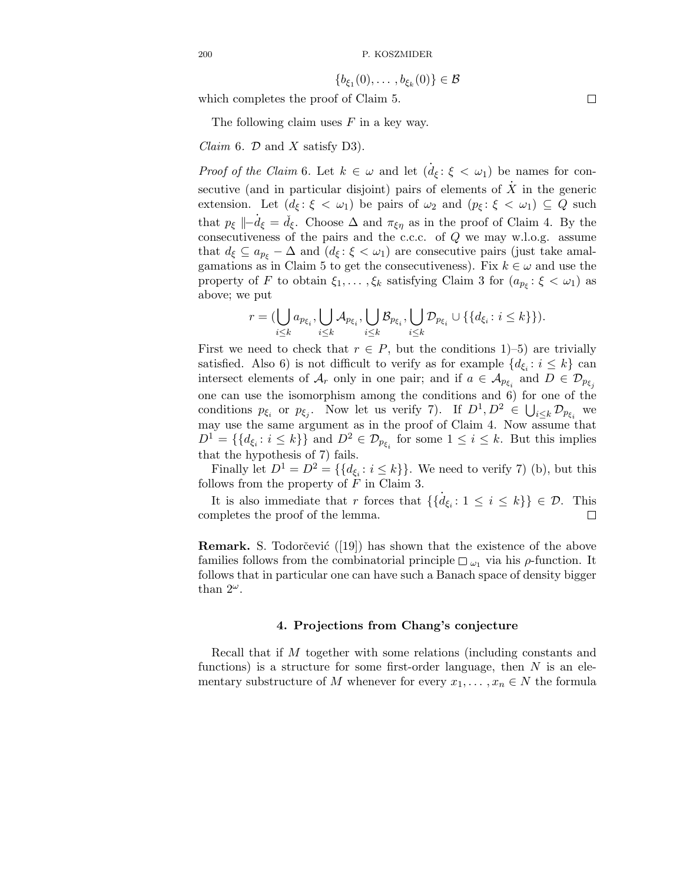$$\{b_{\xi_1}(0), \ldots , b_{\xi_k}(0)\} \in \mathcal{B}$$

which completes the proof of Claim 5. ☐

The following claim uses $F$ in a key way.

*Claim* 6. $\mathcal{D}$ and $X$ satisfy D3).

*Proof of the Claim* 6. Let $k \in \omega$ and let $(\dot{d}_\xi \colon \xi < \omega_1)$ be names for consecutive (and in particular disjoint) pairs of elements of $\dot{X}$ in the generic extension. Let $(d_\xi \colon \xi < \omega_1)$ be pairs of $\omega_2$ and $(p_\xi \colon \xi < \omega_1) \subseteq Q$ such that $p_\xi \Vdash \dot{d}_\xi = \check{d}_\xi$. Choose $\Delta$ and $\pi_{\xi\eta}$ as in the proof of Claim 4. By the consecutiveness of the pairs and the c.c.c. of $Q$ we may w.l.o.g. assume that $d_\xi \subseteq a_{p_\xi} - \Delta$ and $(d_\xi \colon \xi < \omega_1)$ are consecutive pairs (just take amalgamations as in Claim 5 to get the consecutiveness). Fix $k \in \omega$ and use the property of $F$ to obtain $\xi_1, \ldots , \xi_k$ satisfying Claim 3 for $(a_{p_\xi} \colon \xi < \omega_1)$ as above; we put

$$r = (\bigcup_{i\leq k} a_{p_{\xi_i}}, \bigcup_{i\leq k} \mathcal{A}_{p_{\xi_i}}, \bigcup_{i\leq k} \mathcal{B}_{p_{\xi_i}}, \bigcup_{i\leq k} \mathcal{D}_{p_{\xi_i}} \cup \{\{d_{\xi_i} \colon i \leq k\}\}).$$

First we need to check that $r \in P$, but the conditions 1)–5) are trivially satisfied. Also 6) is not difficult to verify as for example $\{d_{\xi_i} \colon i \leq k\}$ can intersect elements of $\mathcal{A}_r$ only in one pair; and if $a \in \mathcal{A}_{p_{\xi_i}}$ and $D \in \mathcal{D}_{p_{\xi_j}}$ one can use the isomorphism among the conditions and 6) for one of the conditions $p_{\xi_i}$ or $p_{\xi_j}$. Now let us verify 7). If $D^1, D^2 \in \bigcup_{i\leq k} \mathcal{D}_{p_{\xi_i}}$ we may use the same argument as in the proof of Claim 4. Now assume that $D^1 = \{\{d_{\xi_i} \colon i \leq k\}\}$ and $D^2 \in \mathcal{D}_{p_{\xi_i}}$ for some $1 \leq i \leq k$. But this implies that the hypothesis of 7) fails.

Finally let $D^1 = D^2 = \{\{d_{\xi_i} \colon i \leq k\}\}$. We need to verify 7) (b), but this follows from the property of $F$ in Claim 3.

It is also immediate that $r$ forces that $\{\{\dot{d}_{\xi_i} \colon 1 \leq i \leq k\}\} \in \mathcal{D}$. This completes the proof of the lemma. ☐

**Remark.** S. Todorčević ([19]) has shown that the existence of the above families follows from the combinatorial principle $\square_{\omega_1}$ via his $\rho$-function. It follows that in particular one can have such a Banach space of density bigger than $2^\omega$.

## 4. Projections from Chang's conjecture

Recall that if $M$ together with some relations (including constants and functions) is a structure for some first-order language, then $N$ is an elementary substructure of $M$ whenever for every $x_1, \ldots , x_n \in N$ the formula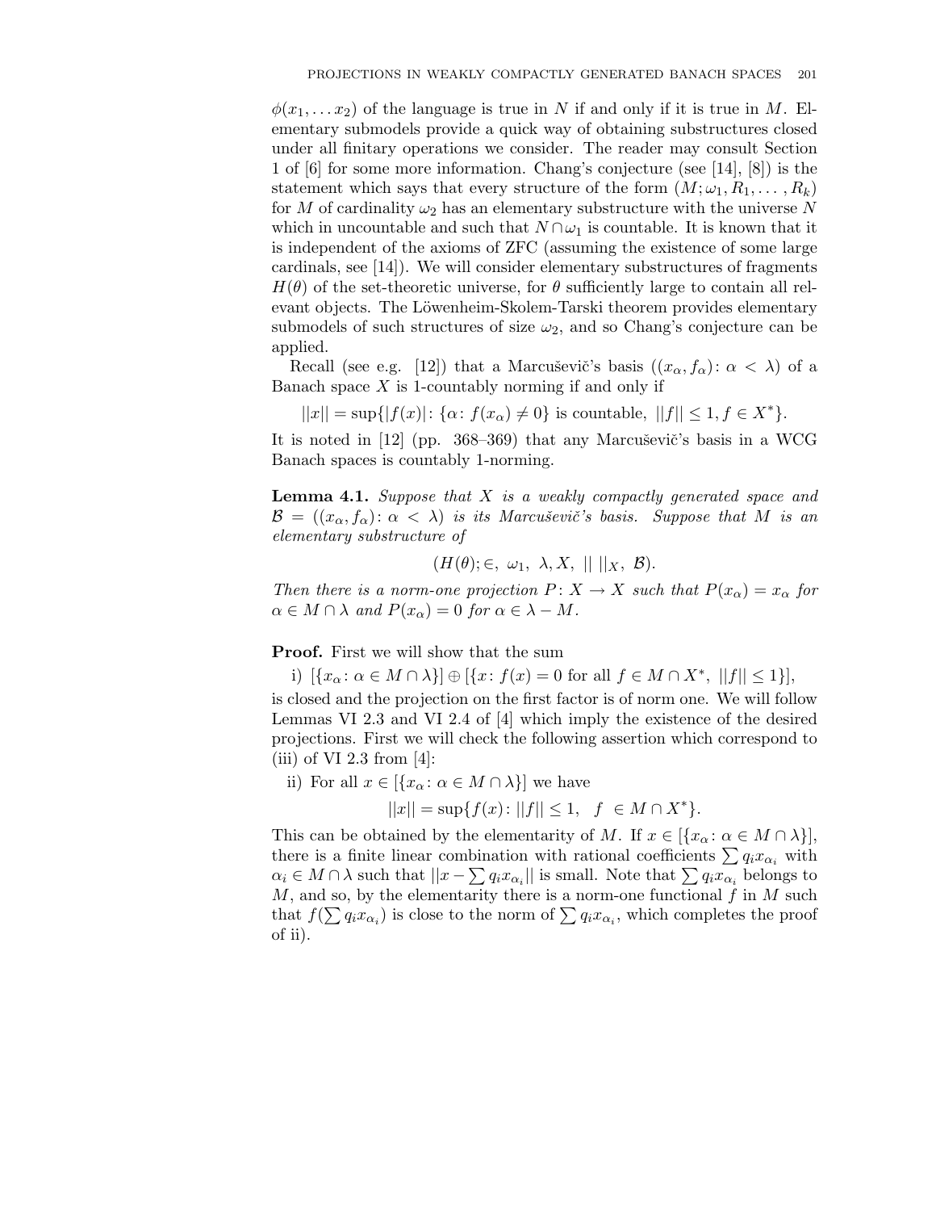$\phi(x_1, \ldots x_2)$ of the language is true in $N$ if and only if it is true in $M$. Elementary submodels provide a quick way of obtaining substructures closed under all finitary operations we consider. The reader may consult Section 1 of [6] for some more information. Chang's conjecture (see [14], [8]) is the statement which says that every structure of the form $(M; \omega_1, R_1, \ldots, R_k)$ for $M$ of cardinality $\omega_2$ has an elementary substructure with the universe $N$ which in uncountable and such that $N \cap \omega_1$ is countable. It is known that it is independent of the axioms of ZFC (assuming the existence of some large cardinals, see [14]). We will consider elementary substructures of fragments $H(\theta)$ of the set-theoretic universe, for $\theta$ sufficiently large to contain all relevant objects. The Löwenheim-Skolem-Tarski theorem provides elementary submodels of such structures of size $\omega_2$, and so Chang's conjecture can be applied.

Recall (see e.g. [12]) that a Marcuševič's basis $((x_\alpha, f_\alpha)\colon \alpha < \lambda)$ of a Banach space $X$ is 1-countably norming if and only if

$$||x|| = \sup\{|f(x)|\colon \{\alpha\colon f(x_\alpha) \neq 0\} \text{ is countable, } ||f|| \leq 1, f \in X^*\}.$$

It is noted in [12] (pp. 368–369) that any Marcuševič's basis in a WCG Banach spaces is countably 1-norming.

**Lemma 4.1.** *Suppose that $X$ is a weakly compactly generated space and $\mathcal{B} = ((x_\alpha, f_\alpha)\colon \alpha < \lambda)$ is its Marcuševič's basis. Suppose that $M$ is an elementary substructure of*

$$(H(\theta); \in, \ \omega_1, \ \lambda, X, \ || \ ||_X, \ \mathcal{B}).$$

*Then there is a norm-one projection $P\colon X \to X$ such that $P(x_\alpha) = x_\alpha$ for $\alpha \in M \cap \lambda$ and $P(x_\alpha) = 0$ for $\alpha \in \lambda - M$.*

**Proof.** First we will show that the sum

i) $[\{x_\alpha\colon \alpha \in M \cap \lambda\}] \oplus [\{x\colon f(x) = 0 \text{ for all } f \in M \cap X^*, \ ||f|| \leq 1\}]$,

is closed and the projection on the first factor is of norm one. We will follow Lemmas VI 2.3 and VI 2.4 of [4] which imply the existence of the desired projections. First we will check the following assertion which correspond to (iii) of VI 2.3 from [4]:

ii) For all $x \in [\{x_\alpha\colon \alpha \in M \cap \lambda\}]$ we have

$$||x|| = \sup\{f(x)\colon ||f|| \leq 1, \quad f \ \in M \cap X^*\}.$$

This can be obtained by the elementarity of $M$. If $x \in [\{x_\alpha\colon \alpha \in M \cap \lambda\}]$, there is a finite linear combination with rational coefficients $\sum q_i x_{\alpha_i}$ with $\alpha_i \in M \cap \lambda$ such that $||x - \sum q_i x_{\alpha_i}||$ is small. Note that $\sum q_i x_{\alpha_i}$ belongs to $M$, and so, by the elementarity there is a norm-one functional $f$ in $M$ such that $f(\sum q_i x_{\alpha_i})$ is close to the norm of $\sum q_i x_{\alpha_i}$, which completes the proof of ii).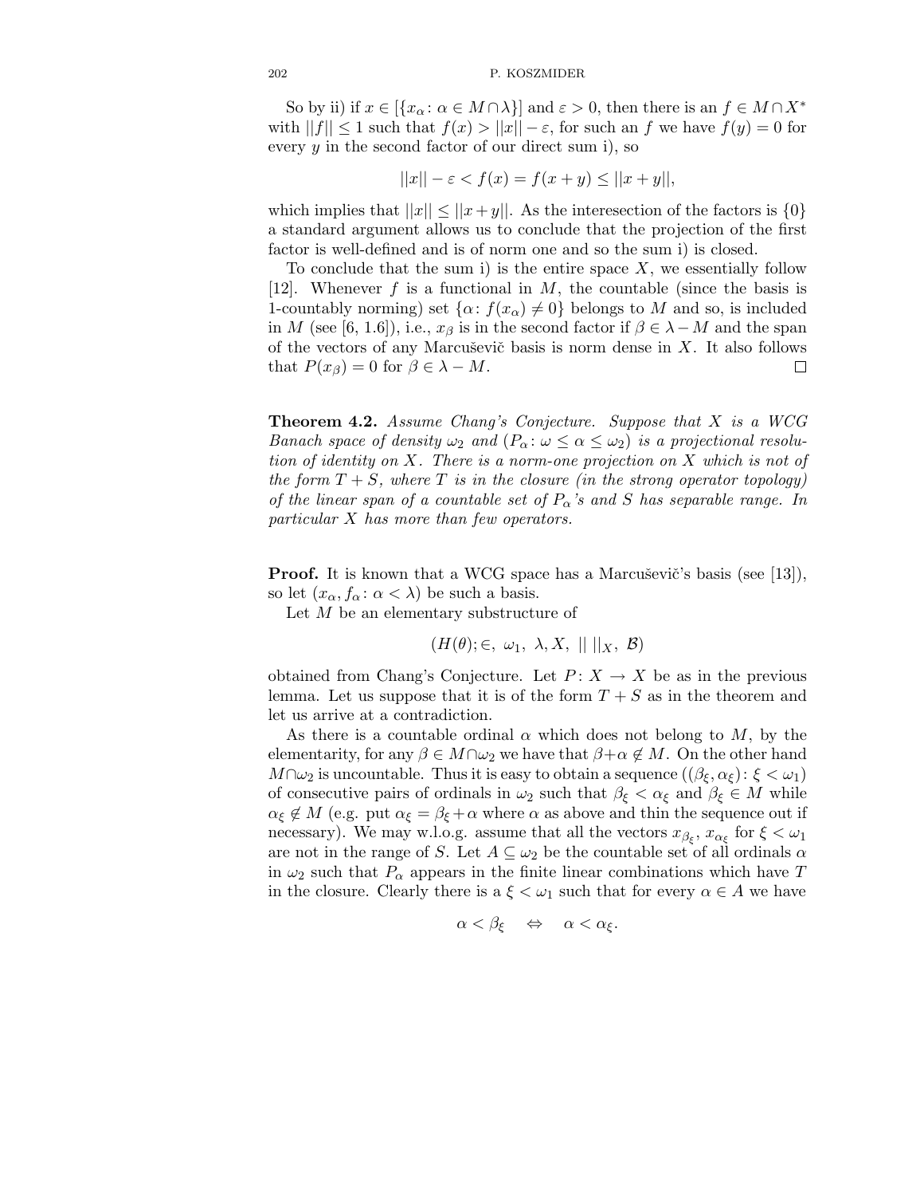So by ii) if $x \in [\{x_\alpha : \alpha \in M \cap \lambda\}]$ and $\varepsilon > 0$, then there is an $f \in M \cap X^*$ with $||f|| \leq 1$ such that $f(x) > ||x|| - \varepsilon$, for such an $f$ we have $f(y) = 0$ for every $y$ in the second factor of our direct sum i), so

$$||x|| - \varepsilon < f(x) = f(x + y) \leq ||x + y||,$$

which implies that $||x|| \leq ||x + y||$. As the interesection of the factors is $\{0\}$ a standard argument allows us to conclude that the projection of the first factor is well-defined and is of norm one and so the sum i) is closed.

To conclude that the sum i) is the entire space $X$, we essentially follow [12]. Whenever $f$ is a functional in $M$, the countable (since the basis is 1-countably norming) set $\{\alpha : f(x_\alpha) \neq 0\}$ belongs to $M$ and so, is included in $M$ (see [6, 1.6]), i.e., $x_\beta$ is in the second factor if $\beta \in \lambda - M$ and the span of the vectors of any Marcuševič basis is norm dense in $X$. It also follows that $P(x_\beta) = 0$ for $\beta \in \lambda - M$. $\square$

**Theorem 4.2.** *Assume Chang's Conjecture. Suppose that $X$ is a WCG Banach space of density $\omega_2$ and $(P_\alpha : \omega \leq \alpha \leq \omega_2)$ is a projectional resolution of identity on $X$. There is a norm-one projection on $X$ which is not of the form $T + S$, where $T$ is in the closure (in the strong operator topology) of the linear span of a countable set of $P_\alpha$'s and $S$ has separable range. In particular $X$ has more than few operators.*

**Proof.** It is known that a WCG space has a Marcuševič's basis (see [13]), so let $(x_\alpha, f_\alpha : \alpha < \lambda)$ be such a basis.

Let $M$ be an elementary substructure of

$$(H(\theta); \in, \ \omega_1, \ \lambda, X, \ || \ ||_X, \ \mathcal{B})$$

obtained from Chang's Conjecture. Let $P : X \to X$ be as in the previous lemma. Let us suppose that it is of the form $T + S$ as in the theorem and let us arrive at a contradiction.

As there is a countable ordinal $\alpha$ which does not belong to $M$, by the elementarity, for any $\beta \in M \cap \omega_2$ we have that $\beta + \alpha \notin M$. On the other hand $M \cap \omega_2$ is uncountable. Thus it is easy to obtain a sequence $((\beta_\xi, \alpha_\xi) : \xi < \omega_1)$ of consecutive pairs of ordinals in $\omega_2$ such that $\beta_\xi < \alpha_\xi$ and $\beta_\xi \in M$ while $\alpha_\xi \notin M$ (e.g. put $\alpha_\xi = \beta_\xi + \alpha$ where $\alpha$ as above and thin the sequence out if necessary). We may w.l.o.g. assume that all the vectors $x_{\beta_\xi}$, $x_{\alpha_\xi}$ for $\xi < \omega_1$ are not in the range of $S$. Let $A \subseteq \omega_2$ be the countable set of all ordinals $\alpha$ in $\omega_2$ such that $P_\alpha$ appears in the finite linear combinations which have $T$ in the closure. Clearly there is a $\xi < \omega_1$ such that for every $\alpha \in A$ we have

$$\alpha < \beta_\xi \quad \Leftrightarrow \quad \alpha < \alpha_\xi.$$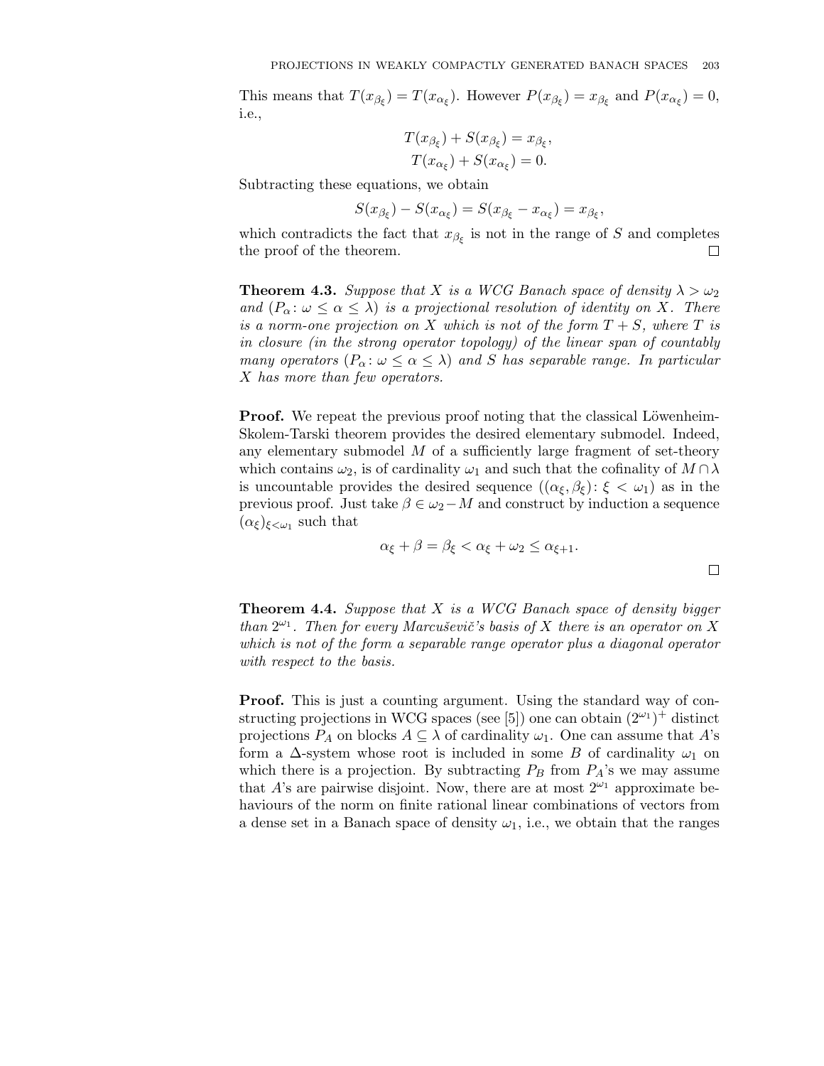This means that $T(x_{\beta_\xi}) = T(x_{\alpha_\xi})$. However $P(x_{\beta_\xi}) = x_{\beta_\xi}$ and $P(x_{\alpha_\xi}) = 0$, i.e.,

$$T(x_{\beta_\xi}) + S(x_{\beta_\xi}) = x_{\beta_\xi},$$
$$T(x_{\alpha_\xi}) + S(x_{\alpha_\xi}) = 0.$$

Subtracting these equations, we obtain

$$S(x_{\beta_\xi}) - S(x_{\alpha_\xi}) = S(x_{\beta_\xi} - x_{\alpha_\xi}) = x_{\beta_\xi},$$

which contradicts the fact that $x_{\beta_\xi}$ is not in the range of $S$ and completes the proof of the theorem. □

**Theorem 4.3.** *Suppose that $X$ is a WCG Banach space of density $\lambda > \omega_2$ and $(P_\alpha : \omega \leq \alpha \leq \lambda)$ is a projectional resolution of identity on $X$. There is a norm-one projection on $X$ which is not of the form $T + S$, where $T$ is in closure (in the strong operator topology) of the linear span of countably many operators $(P_\alpha : \omega \leq \alpha \leq \lambda)$ and $S$ has separable range. In particular $X$ has more than few operators.*

**Proof.** We repeat the previous proof noting that the classical Löwenheim-Skolem-Tarski theorem provides the desired elementary submodel. Indeed, any elementary submodel $M$ of a sufficiently large fragment of set-theory which contains $\omega_2$, is of cardinality $\omega_1$ and such that the cofinality of $M \cap \lambda$ is uncountable provides the desired sequence $((\alpha_\xi, \beta_\xi) : \xi < \omega_1)$ as in the previous proof. Just take $\beta \in \omega_2 - M$ and construct by induction a sequence $(\alpha_\xi)_{\xi < \omega_1}$ such that

$$\alpha_\xi + \beta = \beta_\xi < \alpha_\xi + \omega_2 \leq \alpha_{\xi+1}.$$

□

**Theorem 4.4.** *Suppose that $X$ is a WCG Banach space of density bigger than $2^{\omega_1}$. Then for every Marcuševič's basis of $X$ there is an operator on $X$ which is not of the form a separable range operator plus a diagonal operator with respect to the basis.*

**Proof.** This is just a counting argument. Using the standard way of constructing projections in WCG spaces (see [5]) one can obtain $(2^{\omega_1})^+$ distinct projections $P_A$ on blocks $A \subseteq \lambda$ of cardinality $\omega_1$. One can assume that $A$'s form a $\Delta$-system whose root is included in some $B$ of cardinality $\omega_1$ on which there is a projection. By subtracting $P_B$ from $P_A$'s we may assume that $A$'s are pairwise disjoint. Now, there are at most $2^{\omega_1}$ approximate behaviours of the norm on finite rational linear combinations of vectors from a dense set in a Banach space of density $\omega_1$, i.e., we obtain that the ranges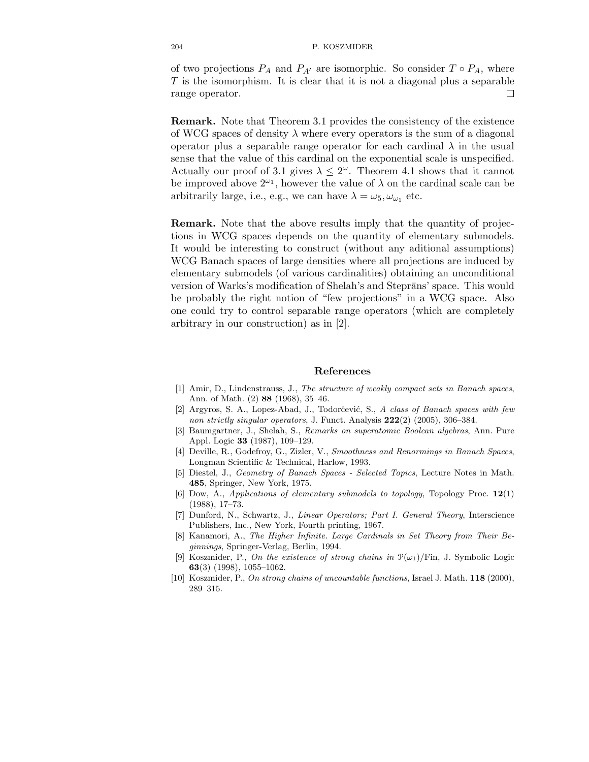of two projections $P_A$ and $P_{A'}$ are isomorphic. So consider $T \circ P_A$, where $T$ is the isomorphism. It is clear that it is not a diagonal plus a separable range operator. $\square$

**Remark.** Note that Theorem 3.1 provides the consistency of the existence of WCG spaces of density $\lambda$ where every operators is the sum of a diagonal operator plus a separable range operator for each cardinal $\lambda$ in the usual sense that the value of this cardinal on the exponential scale is unspecified. Actually our proof of 3.1 gives $\lambda \leq 2^\omega$. Theorem 4.1 shows that it cannot be improved above $2^{\omega_1}$, however the value of $\lambda$ on the cardinal scale can be arbitrarily large, i.e., e.g., we can have $\lambda = \omega_5, \omega_{\omega_1}$ etc.

**Remark.** Note that the above results imply that the quantity of projections in WCG spaces depends on the quantity of elementary submodels. It would be interesting to construct (without any aditional assumptions) WCG Banach spaces of large densities where all projections are induced by elementary submodels (of various cardinalities) obtaining an unconditional version of Warks's modification of Shelah's and Steprāns' space. This would be probably the right notion of "few projections" in a WCG space. Also one could try to control separable range operators (which are completely arbitrary in our construction) as in [2].

## References

[1] Amir, D., Lindenstrauss, J., *The structure of weakly compact sets in Banach spaces*, Ann. of Math. (2) **88** (1968), 35–46.

[2] Argyros, S. A., Lopez-Abad, J., Todorčević, S., *A class of Banach spaces with few non strictly singular operators*, J. Funct. Analysis **222**(2) (2005), 306–384.

[3] Baumgartner, J., Shelah, S., *Remarks on superatomic Boolean algebras*, Ann. Pure Appl. Logic **33** (1987), 109–129.

[4] Deville, R., Godefroy, G., Zizler, V., *Smoothness and Renormings in Banach Spaces*, Longman Scientific & Technical, Harlow, 1993.

[5] Diestel, J., *Geometry of Banach Spaces - Selected Topics*, Lecture Notes in Math. **485**, Springer, New York, 1975.

[6] Dow, A., *Applications of elementary submodels to topology*, Topology Proc. **12**(1) (1988), 17–73.

[7] Dunford, N., Schwartz, J., *Linear Operators; Part I. General Theory*, Interscience Publishers, Inc., New York, Fourth printing, 1967.

[8] Kanamori, A., *The Higher Infinite. Large Cardinals in Set Theory from Their Beginnings*, Springer-Verlag, Berlin, 1994.

[9] Koszmider, P., *On the existence of strong chains in* $\mathcal{P}(\omega_1)$/Fin, J. Symbolic Logic **63**(3) (1998), 1055–1062.

[10] Koszmider, P., *On strong chains of uncountable functions*, Israel J. Math. **118** (2000), 289–315.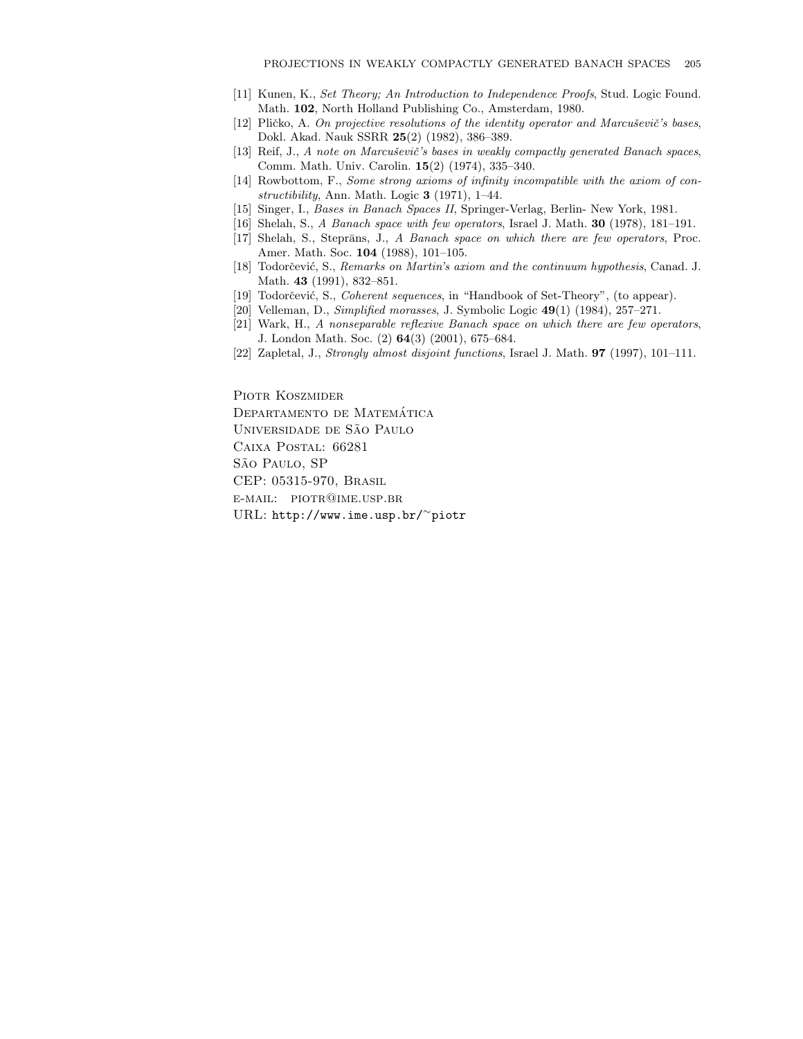[11] Kunen, K., *Set Theory; An Introduction to Independence Proofs*, Stud. Logic Found. Math. **102**, North Holland Publishing Co., Amsterdam, 1980.

[12] Plička, A. *On projective resolutions of the identity operator and Marcuševič's bases*, Dokl. Akad. Nauk SSRR **25**(2) (1982), 386–389.

[13] Reif, J., *A note on Marcuševič's bases in weakly compactly generated Banach spaces*, Comm. Math. Univ. Carolin. **15**(2) (1974), 335–340.

[14] Rowbottom, F., *Some strong axioms of infinity incompatible with the axiom of constructibility*, Ann. Math. Logic **3** (1971), 1–44.

[15] Singer, I., *Bases in Banach Spaces II*, Springer-Verlag, Berlin- New York, 1981.

[16] Shelah, S., *A Banach space with few operators*, Israel J. Math. **30** (1978), 181–191.

[17] Shelah, S., Steprāns, J., *A Banach space on which there are few operators*, Proc. Amer. Math. Soc. **104** (1988), 101–105.

[18] Todorčević, S., *Remarks on Martin's axiom and the continuum hypothesis*, Canad. J. Math. **43** (1991), 832–851.

[19] Todorčević, S., *Coherent sequences*, in "Handbook of Set-Theory", (to appear).

[20] Velleman, D., *Simplified morasses*, J. Symbolic Logic **49**(1) (1984), 257–271.

[21] Wark, H., *A nonseparable reflexive Banach space on which there are few operators*, J. London Math. Soc. (2) **64**(3) (2001), 675–684.

[22] Zapletal, J., *Strongly almost disjoint functions*, Israel J. Math. **97** (1997), 101–111.

Piotr Koszmider
Departamento de Matemática
Universidade de São Paulo
Caixa Postal: 66281
São Paulo, SP
CEP: 05315-970, Brasil
e-mail: piotr@ime.usp.br
URL: http://www.ime.usp.br/~piotr